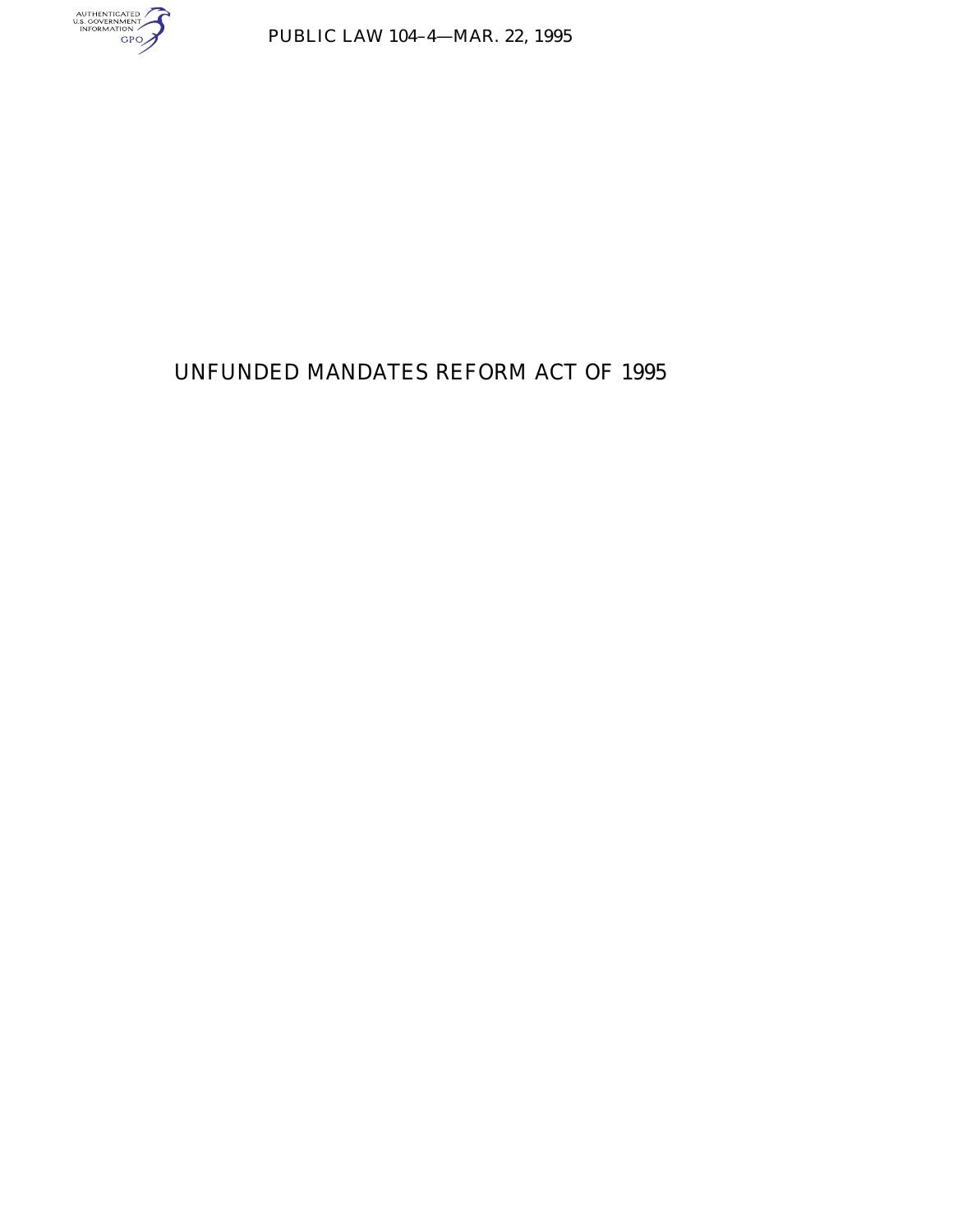PUBLIC LAW 104–4—MAR. 22, 1995

# UNFUNDED MANDATES REFORM ACT OF 1995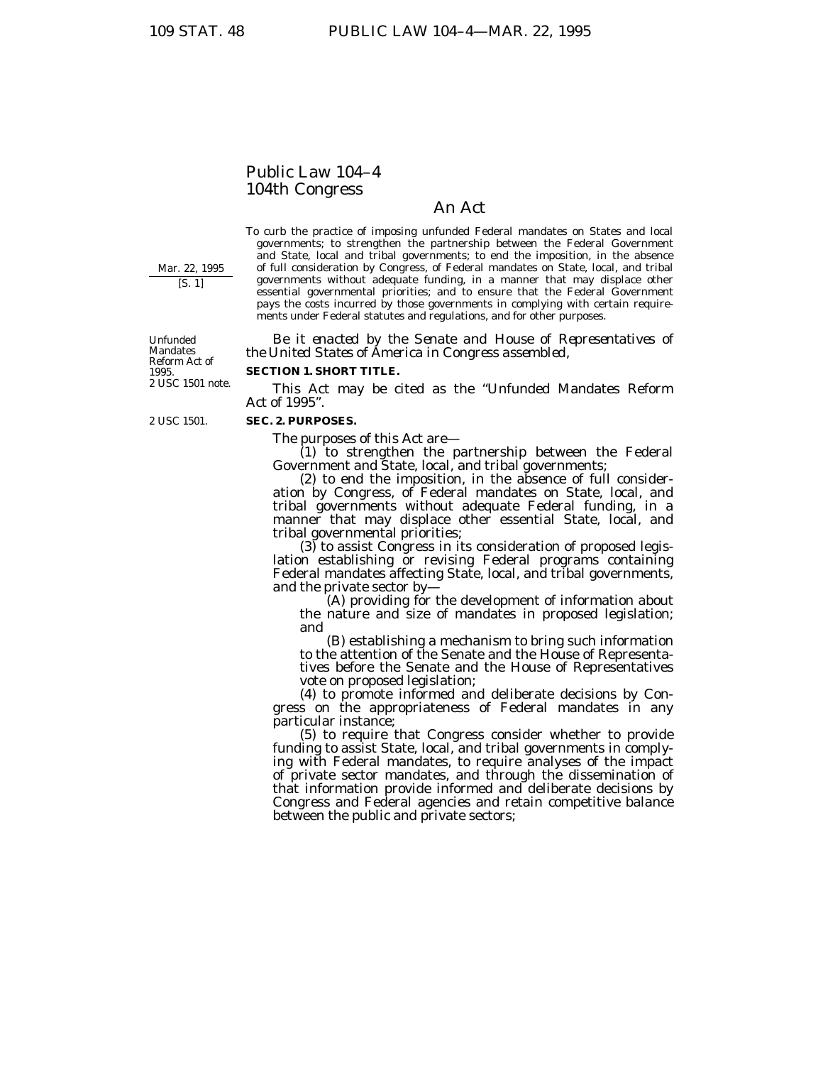# Public Law 104–4

# 104th Congress

## An Act

To curb the practice of imposing unfunded Federal mandates on States and local governments; to strengthen the partnership between the Federal Government and State, local and tribal governments; to end the imposition, in the absence of full consideration by Congress, of Federal mandates on State, local, and tribal governments without adequate funding, in a manner that may displace other essential governmental priorities; and to ensure that the Federal Government pays the costs incurred by those governments in complying with certain requirements under Federal statutes and regulations, and for other purposes.

Mar. 22, 1995

[S. 1]

*Be it enacted by the Senate and House of Representatives of the United States of America in Congress assembled,*

Unfunded Mandates Reform Act of 1995.
2 USC 1501 note.

**SECTION 1. SHORT TITLE.**

This Act may be cited as the "Unfunded Mandates Reform Act of 1995".

2 USC 1501.

**SEC. 2. PURPOSES.**

The purposes of this Act are—

(1) to strengthen the partnership between the Federal Government and State, local, and tribal governments;

(2) to end the imposition, in the absence of full consideration by Congress, of Federal mandates on State, local, and tribal governments without adequate Federal funding, in a manner that may displace other essential State, local, and tribal governmental priorities;

(3) to assist Congress in its consideration of proposed legislation establishing or revising Federal programs containing Federal mandates affecting State, local, and tribal governments, and the private sector by—

(A) providing for the development of information about the nature and size of mandates in proposed legislation; and

(B) establishing a mechanism to bring such information to the attention of the Senate and the House of Representatives before the Senate and the House of Representatives vote on proposed legislation;

(4) to promote informed and deliberate decisions by Congress on the appropriateness of Federal mandates in any particular instance;

(5) to require that Congress consider whether to provide funding to assist State, local, and tribal governments in complying with Federal mandates, to require analyses of the impact of private sector mandates, and through the dissemination of that information provide informed and deliberate decisions by Congress and Federal agencies and retain competitive balance between the public and private sectors;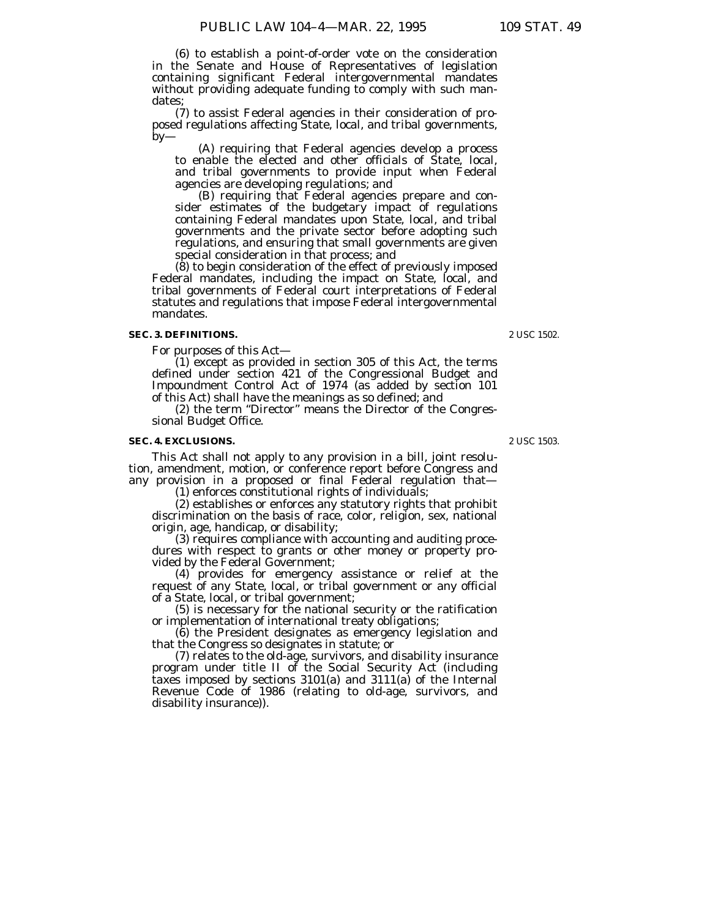(6) to establish a point-of-order vote on the consideration in the Senate and House of Representatives of legislation containing significant Federal intergovernmental mandates without providing adequate funding to comply with such mandates;

(7) to assist Federal agencies in their consideration of proposed regulations affecting State, local, and tribal governments, by—

(A) requiring that Federal agencies develop a process to enable the elected and other officials of State, local, and tribal governments to provide input when Federal agencies are developing regulations; and

(B) requiring that Federal agencies prepare and consider estimates of the budgetary impact of regulations containing Federal mandates upon State, local, and tribal governments and the private sector before adopting such regulations, and ensuring that small governments are given special consideration in that process; and

(8) to begin consideration of the effect of previously imposed Federal mandates, including the impact on State, local, and tribal governments of Federal court interpretations of Federal statutes and regulations that impose Federal intergovernmental mandates.

**SEC. 3. DEFINITIONS.**

2 USC 1502.

For purposes of this Act—

(1) except as provided in section 305 of this Act, the terms defined under section 421 of the Congressional Budget and Impoundment Control Act of 1974 (as added by section 101 of this Act) shall have the meanings as so defined; and

(2) the term "Director" means the Director of the Congressional Budget Office.

**SEC. 4. EXCLUSIONS.**

2 USC 1503.

This Act shall not apply to any provision in a bill, joint resolution, amendment, motion, or conference report before Congress and any provision in a proposed or final Federal regulation that—

(1) enforces constitutional rights of individuals;

(2) establishes or enforces any statutory rights that prohibit discrimination on the basis of race, color, religion, sex, national origin, age, handicap, or disability;

(3) requires compliance with accounting and auditing procedures with respect to grants or other money or property provided by the Federal Government;

(4) provides for emergency assistance or relief at the request of any State, local, or tribal government or any official of a State, local, or tribal government;

(5) is necessary for the national security or the ratification or implementation of international treaty obligations;

(6) the President designates as emergency legislation and that the Congress so designates in statute; or

(7) relates to the old-age, survivors, and disability insurance program under title II of the Social Security Act (including taxes imposed by sections 3101(a) and 3111(a) of the Internal Revenue Code of 1986 (relating to old-age, survivors, and disability insurance)).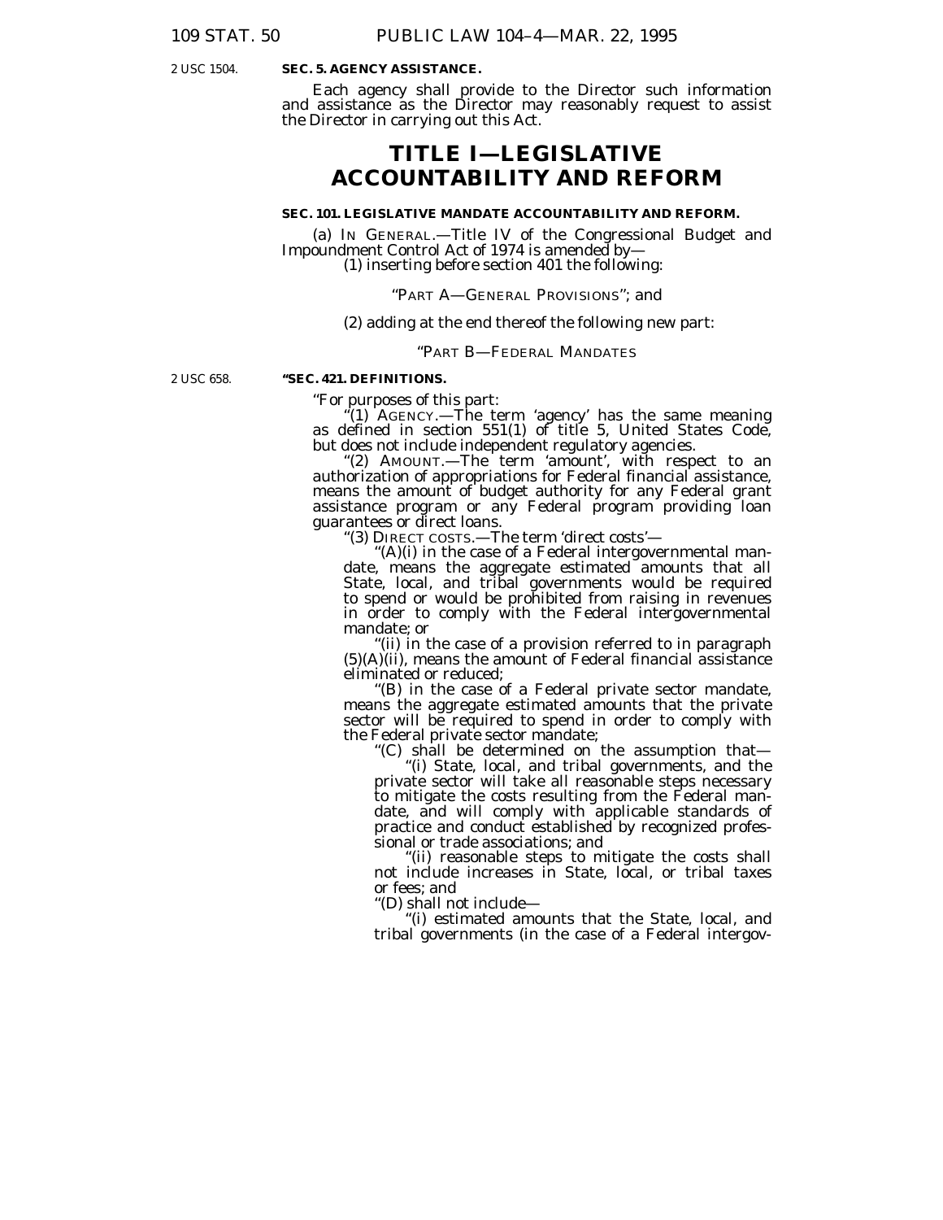**SEC. 5. AGENCY ASSISTANCE.**

2 USC 1504.

Each agency shall provide to the Director such information and assistance as the Director may reasonably request to assist the Director in carrying out this Act.

# TITLE I—LEGISLATIVE ACCOUNTABILITY AND REFORM

**SEC. 101. LEGISLATIVE MANDATE ACCOUNTABILITY AND REFORM.**

(a) IN GENERAL.—Title IV of the Congressional Budget and Impoundment Control Act of 1974 is amended by—

(1) inserting before section 401 the following:

"PART A—GENERAL PROVISIONS"; and

(2) adding at the end thereof the following new part:

"PART B—FEDERAL MANDATES

2 USC 658.

**"SEC. 421. DEFINITIONS.**

"For purposes of this part:

"(1) AGENCY.—The term 'agency' has the same meaning as defined in section 551(1) of title 5, United States Code, but does not include independent regulatory agencies.

"(2) AMOUNT.—The term 'amount', with respect to an authorization of appropriations for Federal financial assistance, means the amount of budget authority for any Federal grant assistance program or any Federal program providing loan guarantees or direct loans.

"(3) DIRECT COSTS.—The term 'direct costs'—

"(A)(i) in the case of a Federal intergovernmental mandate, means the aggregate estimated amounts that all State, local, and tribal governments would be required to spend or would be prohibited from raising in revenues in order to comply with the Federal intergovernmental mandate; or

"(ii) in the case of a provision referred to in paragraph (5)(A)(ii), means the amount of Federal financial assistance eliminated or reduced;

"(B) in the case of a Federal private sector mandate, means the aggregate estimated amounts that the private sector will be required to spend in order to comply with the Federal private sector mandate;

"(C) shall be determined on the assumption that—

"(i) State, local, and tribal governments, and the private sector will take all reasonable steps necessary to mitigate the costs resulting from the Federal mandate, and will comply with applicable standards of practice and conduct established by recognized professional or trade associations; and

"(ii) reasonable steps to mitigate the costs shall not include increases in State, local, or tribal taxes or fees; and

"(D) shall not include—

"(i) estimated amounts that the State, local, and tribal governments (in the case of a Federal intergov-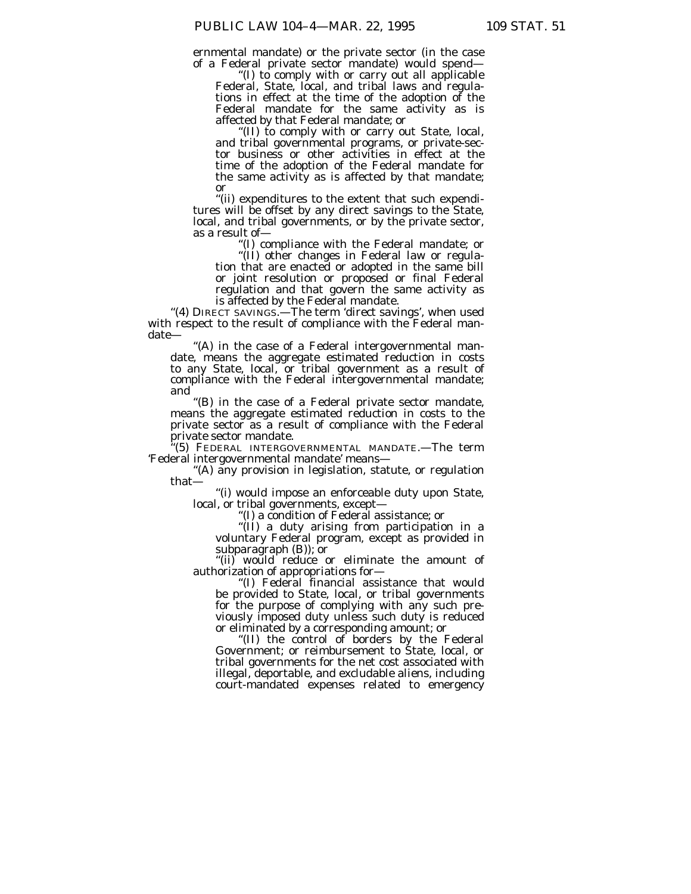ernmental mandate) or the private sector (in the case of a Federal private sector mandate) would spend—

"(I) to comply with or carry out all applicable Federal, State, local, and tribal laws and regulations in effect at the time of the adoption of the Federal mandate for the same activity as is affected by that Federal mandate; or

"(II) to comply with or carry out State, local, and tribal governmental programs, or private-sector business or other activities in effect at the time of the adoption of the Federal mandate for the same activity as is affected by that mandate; or

"(ii) expenditures to the extent that such expenditures will be offset by any direct savings to the State, local, and tribal governments, or by the private sector, as a result of—

"(I) compliance with the Federal mandate; or

"(II) other changes in Federal law or regulation that are enacted or adopted in the same bill or joint resolution or proposed or final Federal regulation and that govern the same activity as is affected by the Federal mandate.

"(4) DIRECT SAVINGS.—The term 'direct savings', when used with respect to the result of compliance with the Federal mandate—

"(A) in the case of a Federal intergovernmental mandate, means the aggregate estimated reduction in costs to any State, local, or tribal government as a result of compliance with the Federal intergovernmental mandate; and

"(B) in the case of a Federal private sector mandate, means the aggregate estimated reduction in costs to the private sector as a result of compliance with the Federal private sector mandate.

"(5) FEDERAL INTERGOVERNMENTAL MANDATE.—The term 'Federal intergovernmental mandate' means—

"(A) any provision in legislation, statute, or regulation that—

"(i) would impose an enforceable duty upon State, local, or tribal governments, except—

"(I) a condition of Federal assistance; or

"(II) a duty arising from participation in a voluntary Federal program, except as provided in subparagraph (B)); or

"(ii) would reduce or eliminate the amount of authorization of appropriations for—

"(I) Federal financial assistance that would be provided to State, local, or tribal governments for the purpose of complying with any such previously imposed duty unless such duty is reduced or eliminated by a corresponding amount; or

"(II) the control of borders by the Federal Government; or reimbursement to State, local, or tribal governments for the net cost associated with illegal, deportable, and excludable aliens, including court-mandated expenses related to emergency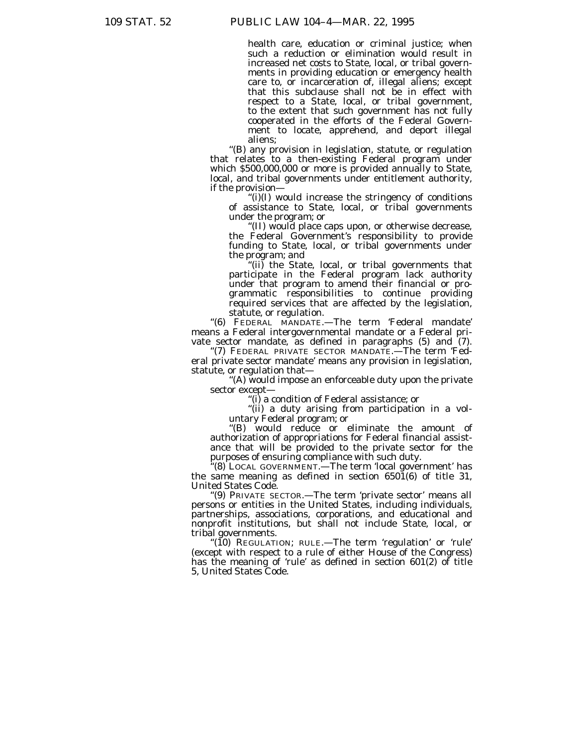health care, education or criminal justice; when such a reduction or elimination would result in increased net costs to State, local, or tribal governments in providing education or emergency health care to, or incarceration of, illegal aliens; except that this subclause shall not be in effect with respect to a State, local, or tribal government, to the extent that such government has not fully cooperated in the efforts of the Federal Government to locate, apprehend, and deport illegal aliens;

"(B) any provision in legislation, statute, or regulation that relates to a then-existing Federal program under which $500,000,000 or more is provided annually to State, local, and tribal governments under entitlement authority, if the provision—

"(i)(I) would increase the stringency of conditions of assistance to State, local, or tribal governments under the program; or

"(II) would place caps upon, or otherwise decrease, the Federal Government's responsibility to provide funding to State, local, or tribal governments under the program; and

"(ii) the State, local, or tribal governments that participate in the Federal program lack authority under that program to amend their financial or programmatic responsibilities to continue providing required services that are affected by the legislation, statute, or regulation.

"(6) FEDERAL MANDATE.—The term 'Federal mandate' means a Federal intergovernmental mandate or a Federal private sector mandate, as defined in paragraphs (5) and (7).

"(7) FEDERAL PRIVATE SECTOR MANDATE.—The term 'Federal private sector mandate' means any provision in legislation, statute, or regulation that—

"(A) would impose an enforceable duty upon the private sector except—

"(i) a condition of Federal assistance; or

"(ii) a duty arising from participation in a voluntary Federal program; or

"(B) would reduce or eliminate the amount of authorization of appropriations for Federal financial assistance that will be provided to the private sector for the purposes of ensuring compliance with such duty.

"(8) LOCAL GOVERNMENT.—The term 'local government' has the same meaning as defined in section 6501(6) of title 31, United States Code.

"(9) PRIVATE SECTOR.—The term 'private sector' means all persons or entities in the United States, including individuals, partnerships, associations, corporations, and educational and nonprofit institutions, but shall not include State, local, or tribal governments.

"(10) REGULATION; RULE.—The term 'regulation' or 'rule' (except with respect to a rule of either House of the Congress) has the meaning of 'rule' as defined in section 601(2) of title 5, United States Code.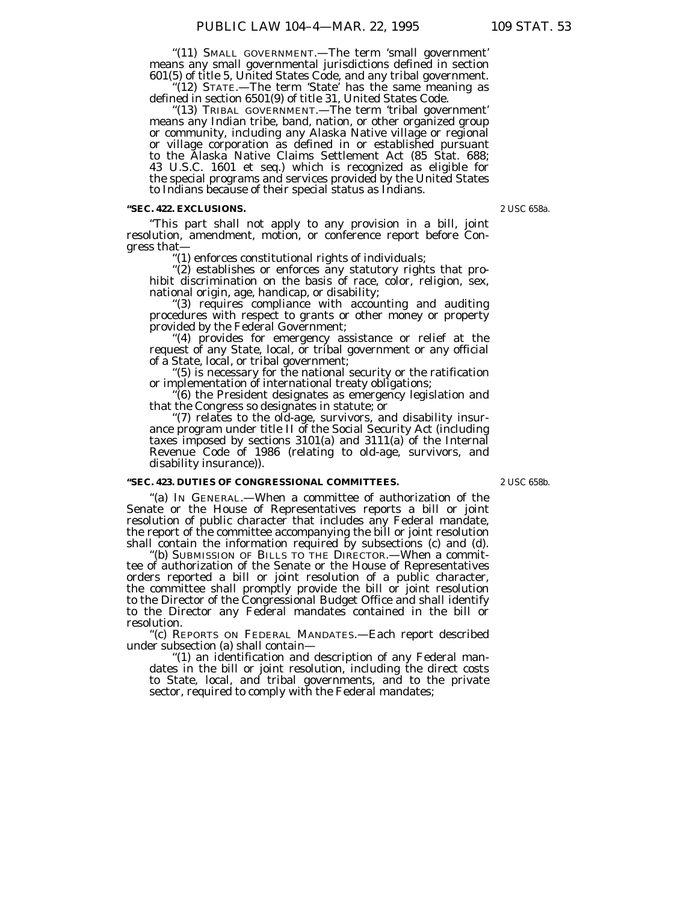"(11) SMALL GOVERNMENT.—The term 'small government' means any small governmental jurisdictions defined in section 601(5) of title 5, United States Code, and any tribal government.

"(12) STATE.—The term 'State' has the same meaning as defined in section 6501(9) of title 31, United States Code.

"(13) TRIBAL GOVERNMENT.—The term 'tribal government' means any Indian tribe, band, nation, or other organized group or community, including any Alaska Native village or regional or village corporation as defined in or established pursuant to the Alaska Native Claims Settlement Act (85 Stat. 688; 43 U.S.C. 1601 et seq.) which is recognized as eligible for the special programs and services provided by the United States to Indians because of their special status as Indians.

**"SEC. 422. EXCLUSIONS.**

2 USC 658a.

"This part shall not apply to any provision in a bill, joint resolution, amendment, motion, or conference report before Congress that—

"(1) enforces constitutional rights of individuals;

"(2) establishes or enforces any statutory rights that prohibit discrimination on the basis of race, color, religion, sex, national origin, age, handicap, or disability;

"(3) requires compliance with accounting and auditing procedures with respect to grants or other money or property provided by the Federal Government;

"(4) provides for emergency assistance or relief at the request of any State, local, or tribal government or any official of a State, local, or tribal government;

"(5) is necessary for the national security or the ratification or implementation of international treaty obligations;

"(6) the President designates as emergency legislation and that the Congress so designates in statute; or

"(7) relates to the old-age, survivors, and disability insurance program under title II of the Social Security Act (including taxes imposed by sections 3101(a) and 3111(a) of the Internal Revenue Code of 1986 (relating to old-age, survivors, and disability insurance)).

**"SEC. 423. DUTIES OF CONGRESSIONAL COMMITTEES.**

2 USC 658b.

"(a) IN GENERAL.—When a committee of authorization of the Senate or the House of Representatives reports a bill or joint resolution of public character that includes any Federal mandate, the report of the committee accompanying the bill or joint resolution shall contain the information required by subsections (c) and (d).

"(b) SUBMISSION OF BILLS TO THE DIRECTOR.—When a committee of authorization of the Senate or the House of Representatives orders reported a bill or joint resolution of a public character, the committee shall promptly provide the bill or joint resolution to the Director of the Congressional Budget Office and shall identify to the Director any Federal mandates contained in the bill or resolution.

"(c) REPORTS ON FEDERAL MANDATES.—Each report described under subsection (a) shall contain—

"(1) an identification and description of any Federal mandates in the bill or joint resolution, including the direct costs to State, local, and tribal governments, and to the private sector, required to comply with the Federal mandates;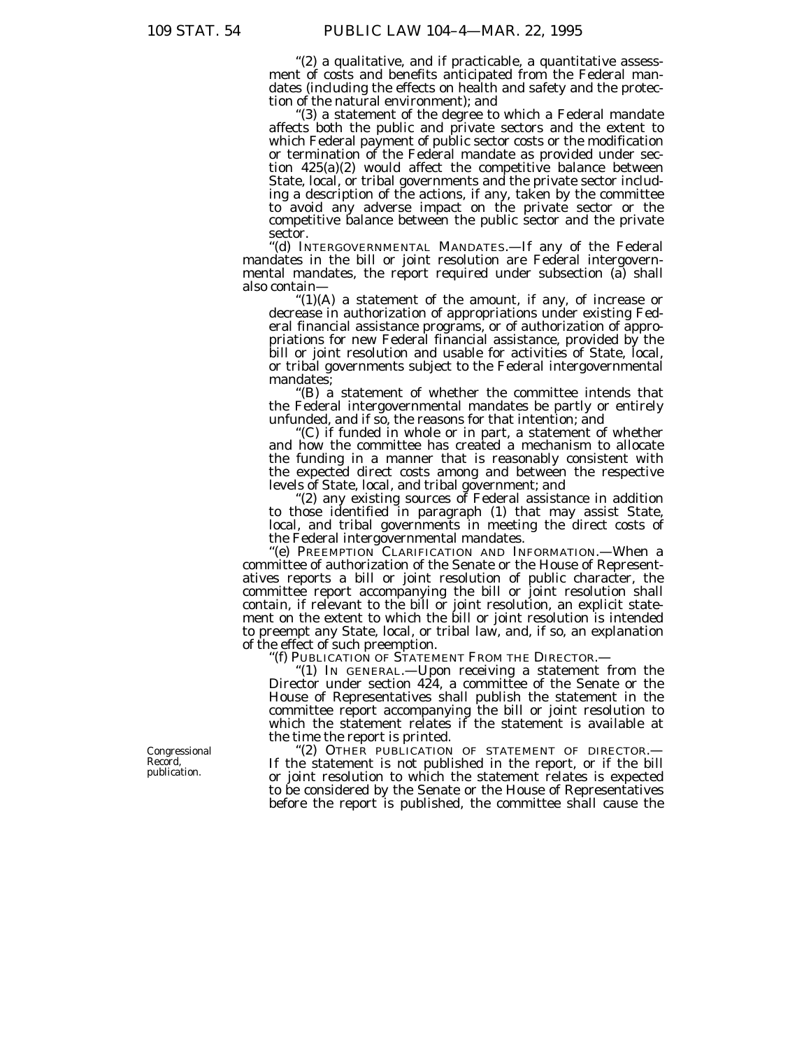"(2) a qualitative, and if practicable, a quantitative assessment of costs and benefits anticipated from the Federal mandates (including the effects on health and safety and the protection of the natural environment); and

"(3) a statement of the degree to which a Federal mandate affects both the public and private sectors and the extent to which Federal payment of public sector costs or the modification or termination of the Federal mandate as provided under section 425(a)(2) would affect the competitive balance between State, local, or tribal governments and the private sector including a description of the actions, if any, taken by the committee to avoid any adverse impact on the private sector or the competitive balance between the public sector and the private sector.

"(d) INTERGOVERNMENTAL MANDATES.—If any of the Federal mandates in the bill or joint resolution are Federal intergovernmental mandates, the report required under subsection (a) shall also contain—

"(1)(A) a statement of the amount, if any, of increase or decrease in authorization of appropriations under existing Federal financial assistance programs, or of authorization of appropriations for new Federal financial assistance, provided by the bill or joint resolution and usable for activities of State, local, or tribal governments subject to the Federal intergovernmental mandates;

"(B) a statement of whether the committee intends that the Federal intergovernmental mandates be partly or entirely unfunded, and if so, the reasons for that intention; and

"(C) if funded in whole or in part, a statement of whether and how the committee has created a mechanism to allocate the funding in a manner that is reasonably consistent with the expected direct costs among and between the respective levels of State, local, and tribal government; and

"(2) any existing sources of Federal assistance in addition to those identified in paragraph (1) that may assist State, local, and tribal governments in meeting the direct costs of the Federal intergovernmental mandates.

"(e) PREEMPTION CLARIFICATION AND INFORMATION.—When a committee of authorization of the Senate or the House of Representatives reports a bill or joint resolution of public character, the committee report accompanying the bill or joint resolution shall contain, if relevant to the bill or joint resolution, an explicit statement on the extent to which the bill or joint resolution is intended to preempt any State, local, or tribal law, and, if so, an explanation of the effect of such preemption.

"(f) PUBLICATION OF STATEMENT FROM THE DIRECTOR.—

"(1) IN GENERAL.—Upon receiving a statement from the Director under section 424, a committee of the Senate or the House of Representatives shall publish the statement in the committee report accompanying the bill or joint resolution to which the statement relates if the statement is available at the time the report is printed.

Congressional Record, publication.

"(2) OTHER PUBLICATION OF STATEMENT OF DIRECTOR.—If the statement is not published in the report, or if the bill or joint resolution to which the statement relates is expected to be considered by the Senate or the House of Representatives before the report is published, the committee shall cause the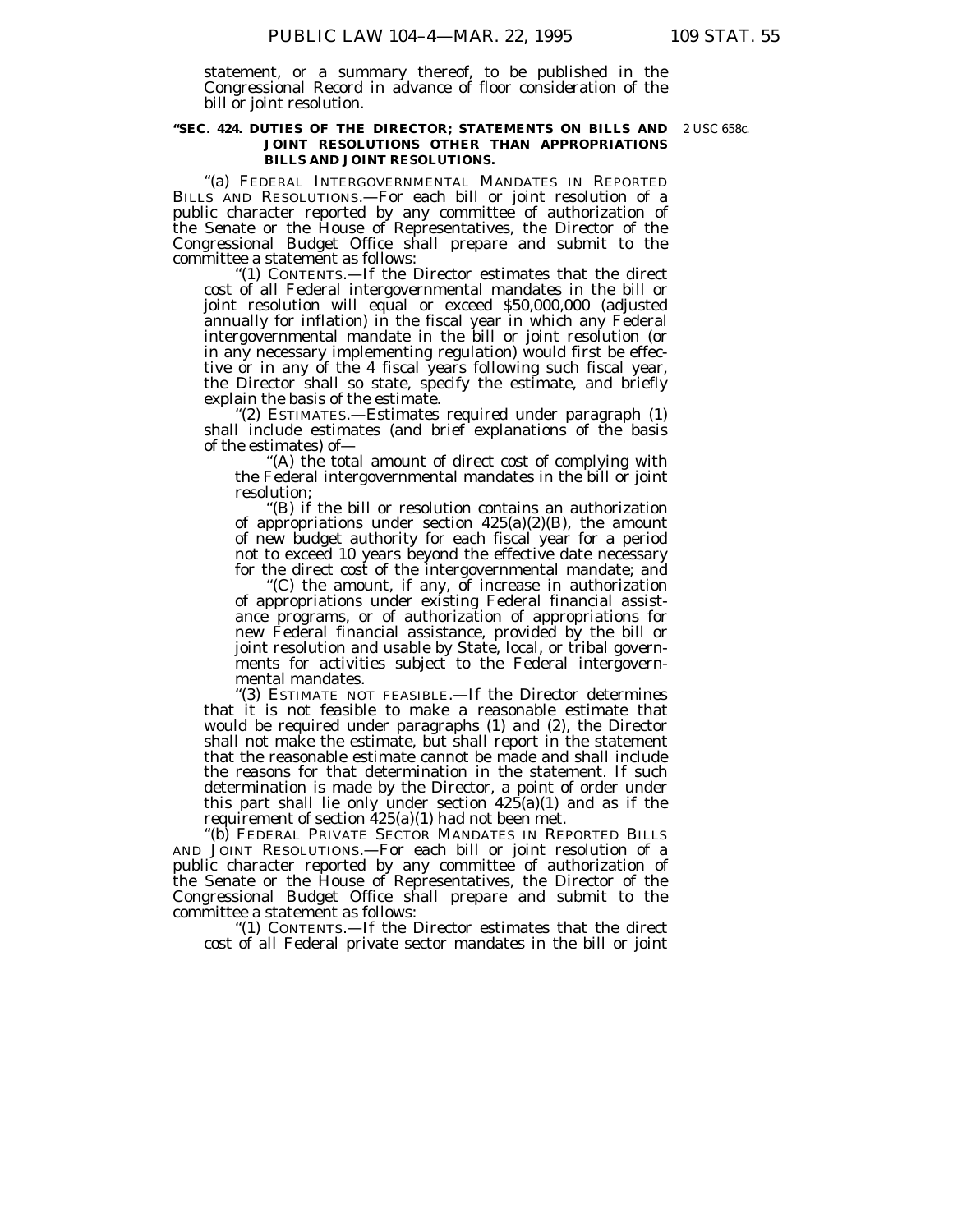statement, or a summary thereof, to be published in the Congressional Record in advance of floor consideration of the bill or joint resolution.

**"SEC. 424. DUTIES OF THE DIRECTOR; STATEMENTS ON BILLS AND JOINT RESOLUTIONS OTHER THAN APPROPRIATIONS BILLS AND JOINT RESOLUTIONS.**

2 USC 658c.

"(a) FEDERAL INTERGOVERNMENTAL MANDATES IN REPORTED BILLS AND RESOLUTIONS.—For each bill or joint resolution of a public character reported by any committee of authorization of the Senate or the House of Representatives, the Director of the Congressional Budget Office shall prepare and submit to the committee a statement as follows:

"(1) CONTENTS.—If the Director estimates that the direct cost of all Federal intergovernmental mandates in the bill or joint resolution will equal or exceed $50,000,000 (adjusted annually for inflation) in the fiscal year in which any Federal intergovernmental mandate in the bill or joint resolution (or in any necessary implementing regulation) would first be effective or in any of the 4 fiscal years following such fiscal year, the Director shall so state, specify the estimate, and briefly explain the basis of the estimate.

"(2) ESTIMATES.—Estimates required under paragraph (1) shall include estimates (and brief explanations of the basis of the estimates) of—

"(A) the total amount of direct cost of complying with the Federal intergovernmental mandates in the bill or joint resolution;

"(B) if the bill or resolution contains an authorization of appropriations under section 425(a)(2)(B), the amount of new budget authority for each fiscal year for a period not to exceed 10 years beyond the effective date necessary for the direct cost of the intergovernmental mandate; and

"(C) the amount, if any, of increase in authorization of appropriations under existing Federal financial assistance programs, or of authorization of appropriations for new Federal financial assistance, provided by the bill or joint resolution and usable by State, local, or tribal governments for activities subject to the Federal intergovernmental mandates.

"(3) ESTIMATE NOT FEASIBLE.—If the Director determines that it is not feasible to make a reasonable estimate that would be required under paragraphs (1) and (2), the Director shall not make the estimate, but shall report in the statement that the reasonable estimate cannot be made and shall include the reasons for that determination in the statement. If such determination is made by the Director, a point of order under this part shall lie only under section 425(a)(1) and as if the requirement of section 425(a)(1) had not been met.

"(b) FEDERAL PRIVATE SECTOR MANDATES IN REPORTED BILLS AND JOINT RESOLUTIONS.—For each bill or joint resolution of a public character reported by any committee of authorization of the Senate or the House of Representatives, the Director of the Congressional Budget Office shall prepare and submit to the committee a statement as follows:

"(1) CONTENTS.—If the Director estimates that the direct cost of all Federal private sector mandates in the bill or joint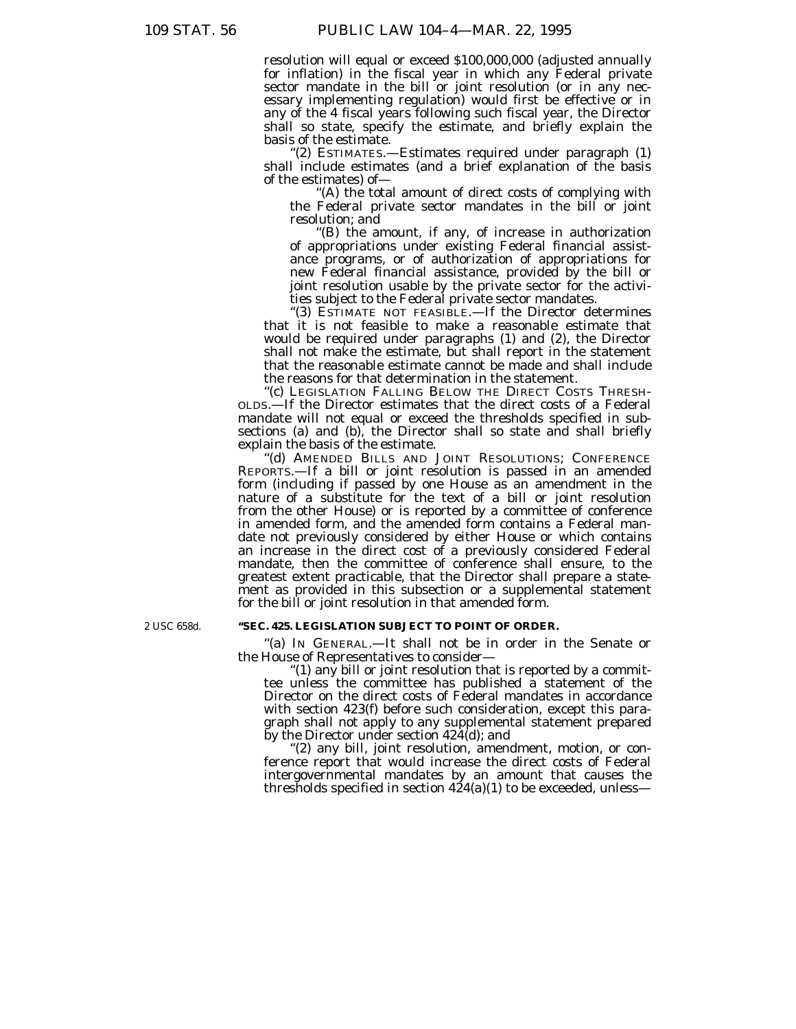resolution will equal or exceed $100,000,000 (adjusted annually for inflation) in the fiscal year in which any Federal private sector mandate in the bill or joint resolution (or in any necessary implementing regulation) would first be effective or in any of the 4 fiscal years following such fiscal year, the Director shall so state, specify the estimate, and briefly explain the basis of the estimate.

"(2) ESTIMATES.—Estimates required under paragraph (1) shall include estimates (and a brief explanation of the basis of the estimates) of—

"(A) the total amount of direct costs of complying with the Federal private sector mandates in the bill or joint resolution; and

"(B) the amount, if any, of increase in authorization of appropriations under existing Federal financial assistance programs, or of authorization of appropriations for new Federal financial assistance, provided by the bill or joint resolution usable by the private sector for the activities subject to the Federal private sector mandates.

"(3) ESTIMATE NOT FEASIBLE.—If the Director determines that it is not feasible to make a reasonable estimate that would be required under paragraphs (1) and (2), the Director shall not make the estimate, but shall report in the statement that the reasonable estimate cannot be made and shall include the reasons for that determination in the statement.

"(c) LEGISLATION FALLING BELOW THE DIRECT COSTS THRESHOLDS.—If the Director estimates that the direct costs of a Federal mandate will not equal or exceed the thresholds specified in subsections (a) and (b), the Director shall so state and shall briefly explain the basis of the estimate.

"(d) AMENDED BILLS AND JOINT RESOLUTIONS; CONFERENCE REPORTS.—If a bill or joint resolution is passed in an amended form (including if passed by one House as an amendment in the nature of a substitute for the text of a bill or joint resolution from the other House) or is reported by a committee of conference in amended form, and the amended form contains a Federal mandate not previously considered by either House or which contains an increase in the direct cost of a previously considered Federal mandate, then the committee of conference shall ensure, to the greatest extent practicable, that the Director shall prepare a statement as provided in this subsection or a supplemental statement for the bill or joint resolution in that amended form.

2 USC 658d.

**"SEC. 425. LEGISLATION SUBJECT TO POINT OF ORDER.**

"(a) IN GENERAL.—It shall not be in order in the Senate or the House of Representatives to consider—

"(1) any bill or joint resolution that is reported by a committee unless the committee has published a statement of the Director on the direct costs of Federal mandates in accordance with section 423(f) before such consideration, except this paragraph shall not apply to any supplemental statement prepared by the Director under section 424(d); and

"(2) any bill, joint resolution, amendment, motion, or conference report that would increase the direct costs of Federal intergovernmental mandates by an amount that causes the thresholds specified in section 424(a)(1) to be exceeded, unless—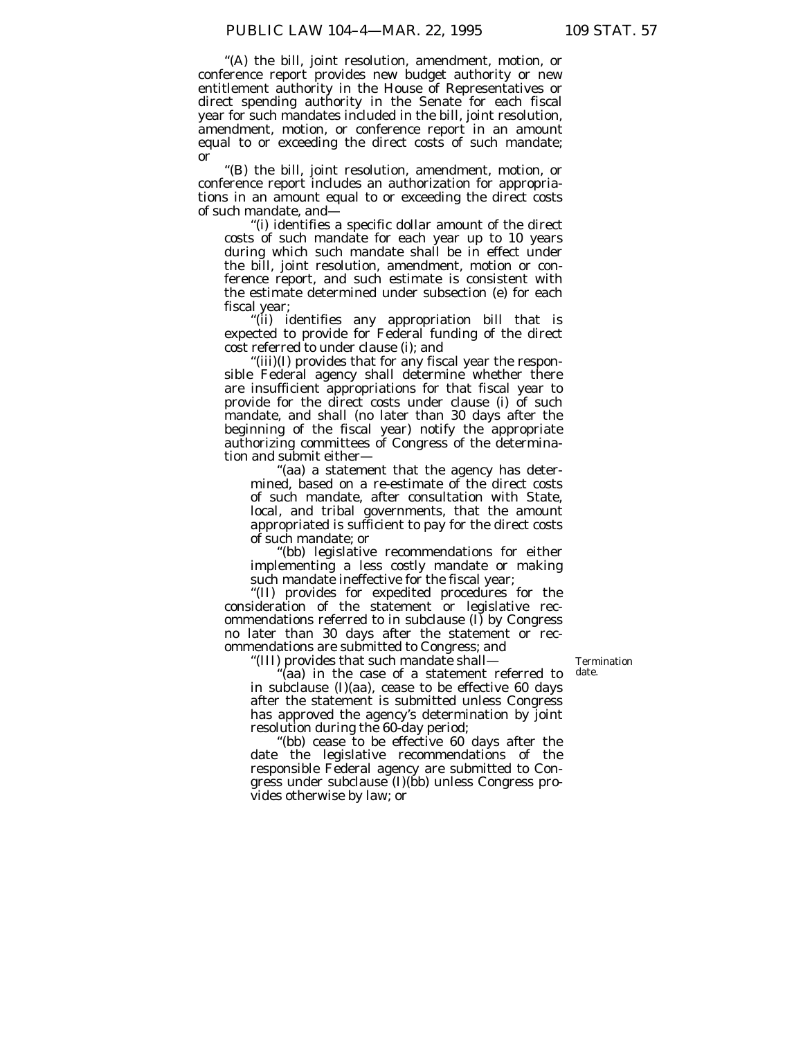"(A) the bill, joint resolution, amendment, motion, or conference report provides new budget authority or new entitlement authority in the House of Representatives or direct spending authority in the Senate for each fiscal year for such mandates included in the bill, joint resolution, amendment, motion, or conference report in an amount equal to or exceeding the direct costs of such mandate; or

"(B) the bill, joint resolution, amendment, motion, or conference report includes an authorization for appropriations in an amount equal to or exceeding the direct costs of such mandate, and—

"(i) identifies a specific dollar amount of the direct costs of such mandate for each year up to 10 years during which such mandate shall be in effect under the bill, joint resolution, amendment, motion or conference report, and such estimate is consistent with the estimate determined under subsection (e) for each fiscal year;

"(ii) identifies any appropriation bill that is expected to provide for Federal funding of the direct cost referred to under clause (i); and

"(iii)(I) provides that for any fiscal year the responsible Federal agency shall determine whether there are insufficient appropriations for that fiscal year to provide for the direct costs under clause (i) of such mandate, and shall (no later than 30 days after the beginning of the fiscal year) notify the appropriate authorizing committees of Congress of the determination and submit either—

"(aa) a statement that the agency has determined, based on a re-estimate of the direct costs of such mandate, after consultation with State, local, and tribal governments, that the amount appropriated is sufficient to pay for the direct costs of such mandate; or

"(bb) legislative recommendations for either implementing a less costly mandate or making such mandate ineffective for the fiscal year;

"(II) provides for expedited procedures for the consideration of the statement or legislative recommendations referred to in subclause (I) by Congress no later than 30 days after the statement or recommendations are submitted to Congress; and

"(III) provides that such mandate shall—

Termination date.

"(aa) in the case of a statement referred to in subclause (I)(aa), cease to be effective 60 days after the statement is submitted unless Congress has approved the agency's determination by joint resolution during the 60-day period;

"(bb) cease to be effective 60 days after the date the legislative recommendations of the responsible Federal agency are submitted to Congress under subclause (I)(bb) unless Congress provides otherwise by law; or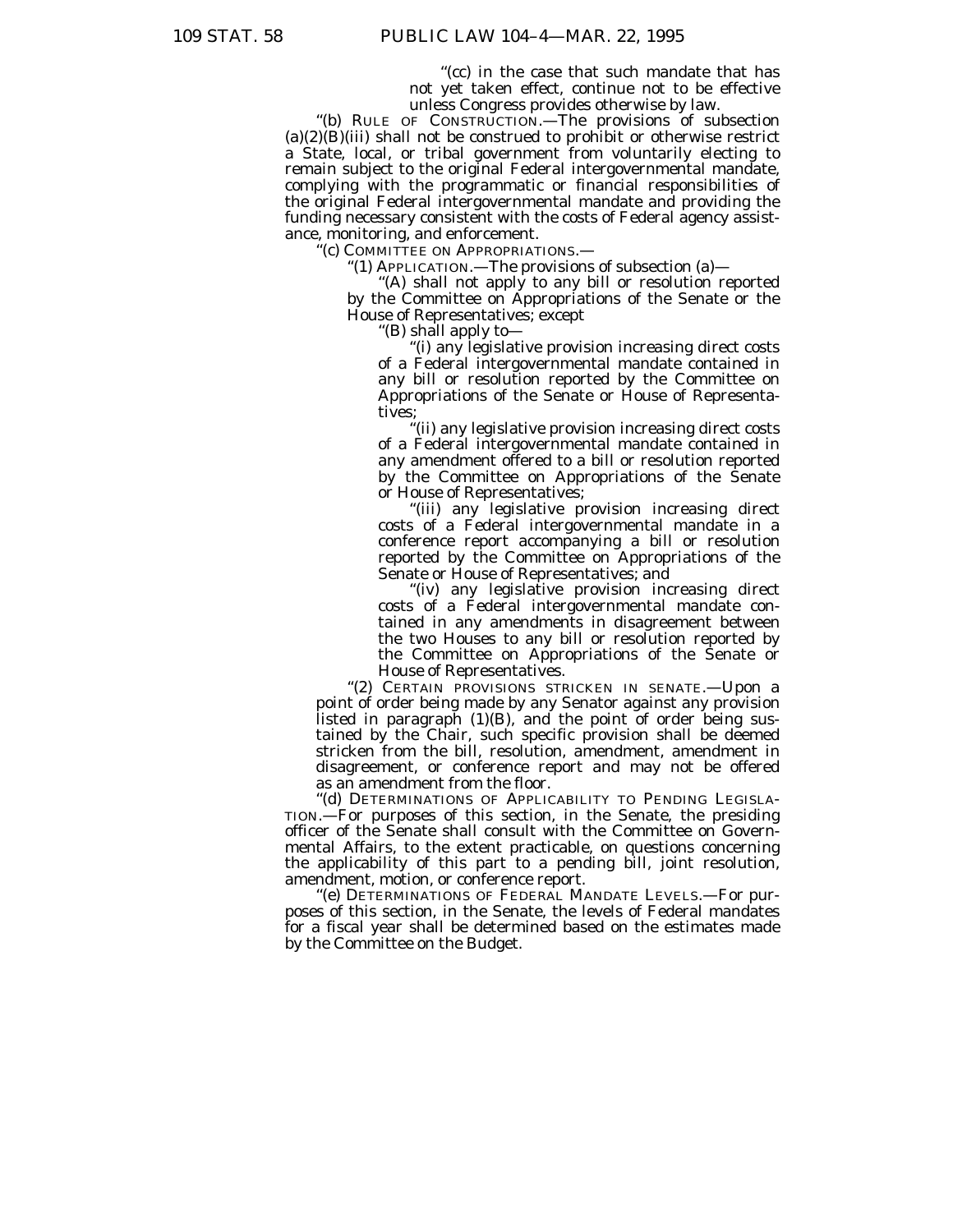"(cc) in the case that such mandate that has not yet taken effect, continue not to be effective unless Congress provides otherwise by law.

"(b) RULE OF CONSTRUCTION.—The provisions of subsection (a)(2)(B)(iii) shall not be construed to prohibit or otherwise restrict a State, local, or tribal government from voluntarily electing to remain subject to the original Federal intergovernmental mandate, complying with the programmatic or financial responsibilities of the original Federal intergovernmental mandate and providing the funding necessary consistent with the costs of Federal agency assistance, monitoring, and enforcement.

"(c) COMMITTEE ON APPROPRIATIONS.—

"(1) APPLICATION.—The provisions of subsection (a)—

"(A) shall not apply to any bill or resolution reported by the Committee on Appropriations of the Senate or the House of Representatives; except

"(B) shall apply to—

"(i) any legislative provision increasing direct costs of a Federal intergovernmental mandate contained in any bill or resolution reported by the Committee on Appropriations of the Senate or House of Representatives;

"(ii) any legislative provision increasing direct costs of a Federal intergovernmental mandate contained in any amendment offered to a bill or resolution reported by the Committee on Appropriations of the Senate or House of Representatives;

"(iii) any legislative provision increasing direct costs of a Federal intergovernmental mandate in a conference report accompanying a bill or resolution reported by the Committee on Appropriations of the Senate or House of Representatives; and

"(iv) any legislative provision increasing direct costs of a Federal intergovernmental mandate contained in any amendments in disagreement between the two Houses to any bill or resolution reported by the Committee on Appropriations of the Senate or House of Representatives.

"(2) CERTAIN PROVISIONS STRICKEN IN SENATE.—Upon a point of order being made by any Senator against any provision listed in paragraph (1)(B), and the point of order being sustained by the Chair, such specific provision shall be deemed stricken from the bill, resolution, amendment, amendment in disagreement, or conference report and may not be offered as an amendment from the floor.

"(d) DETERMINATIONS OF APPLICABILITY TO PENDING LEGISLATION.—For purposes of this section, in the Senate, the presiding officer of the Senate shall consult with the Committee on Governmental Affairs, to the extent practicable, on questions concerning the applicability of this part to a pending bill, joint resolution, amendment, motion, or conference report.

"(e) DETERMINATIONS OF FEDERAL MANDATE LEVELS.—For purposes of this section, in the Senate, the levels of Federal mandates for a fiscal year shall be determined based on the estimates made by the Committee on the Budget.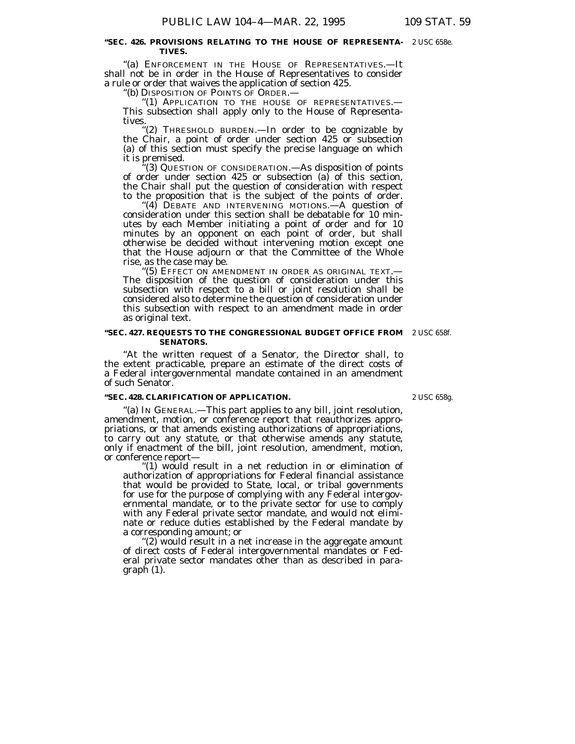**"SEC. 426. PROVISIONS RELATING TO THE HOUSE OF REPRESENTATIVES.**

2 USC 658e.

"(a) ENFORCEMENT IN THE HOUSE OF REPRESENTATIVES.—It shall not be in order in the House of Representatives to consider a rule or order that waives the application of section 425.

"(b) DISPOSITION OF POINTS OF ORDER.—

"(1) APPLICATION TO THE HOUSE OF REPRESENTATIVES.— This subsection shall apply only to the House of Representatives.

"(2) THRESHOLD BURDEN.—In order to be cognizable by the Chair, a point of order under section 425 or subsection (a) of this section must specify the precise language on which it is premised.

"(3) QUESTION OF CONSIDERATION.—As disposition of points of order under section 425 or subsection (a) of this section, the Chair shall put the question of consideration with respect to the proposition that is the subject of the points of order.

"(4) DEBATE AND INTERVENING MOTIONS.—A question of consideration under this section shall be debatable for 10 minutes by each Member initiating a point of order and for 10 minutes by an opponent on each point of order, but shall otherwise be decided without intervening motion except one that the House adjourn or that the Committee of the Whole rise, as the case may be.

"(5) EFFECT ON AMENDMENT IN ORDER AS ORIGINAL TEXT.— The disposition of the question of consideration under this subsection with respect to a bill or joint resolution shall be considered also to determine the question of consideration under this subsection with respect to an amendment made in order as original text.

**"SEC. 427. REQUESTS TO THE CONGRESSIONAL BUDGET OFFICE FROM SENATORS.**

2 USC 658f.

"At the written request of a Senator, the Director shall, to the extent practicable, prepare an estimate of the direct costs of a Federal intergovernmental mandate contained in an amendment of such Senator.

**"SEC. 428. CLARIFICATION OF APPLICATION.**

2 USC 658g.

"(a) IN GENERAL.—This part applies to any bill, joint resolution, amendment, motion, or conference report that reauthorizes appropriations, or that amends existing authorizations of appropriations, to carry out any statute, or that otherwise amends any statute, only if enactment of the bill, joint resolution, amendment, motion, or conference report—

"(1) would result in a net reduction in or elimination of authorization of appropriations for Federal financial assistance that would be provided to State, local, or tribal governments for use for the purpose of complying with any Federal intergovernmental mandate, or to the private sector for use to comply with any Federal private sector mandate, and would not eliminate or reduce duties established by the Federal mandate by a corresponding amount; or

"(2) would result in a net increase in the aggregate amount of direct costs of Federal intergovernmental mandates or Federal private sector mandates other than as described in paragraph (1).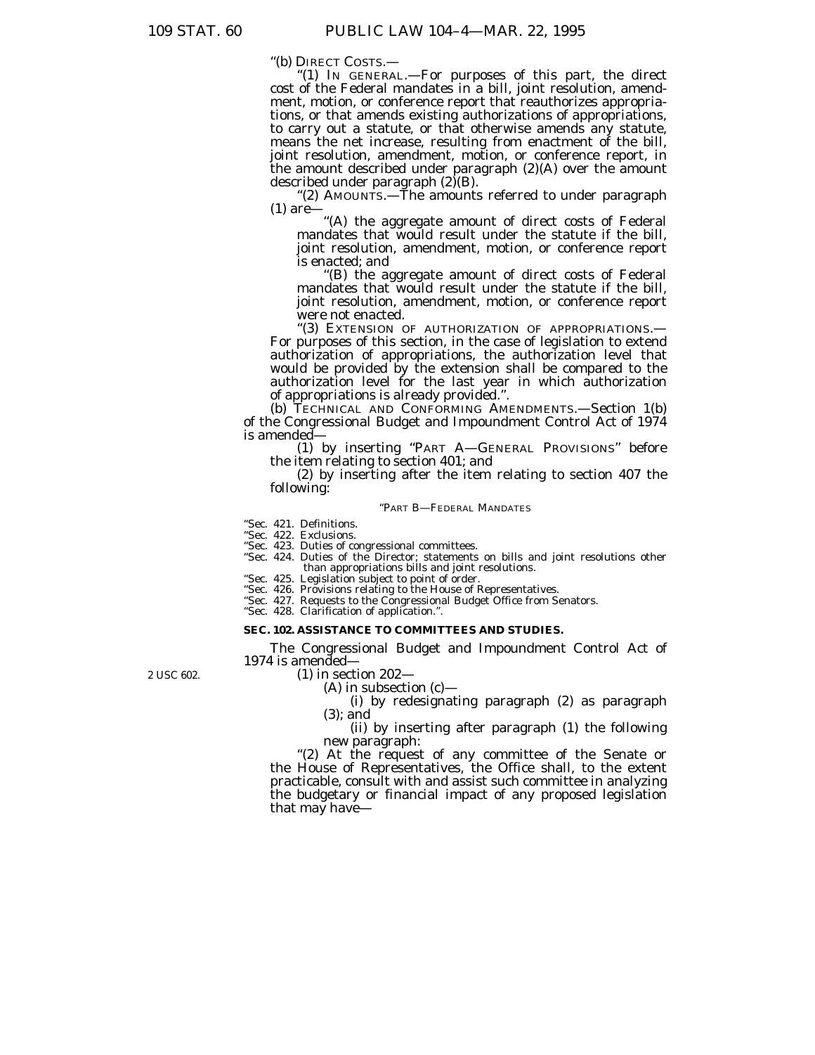"(b) DIRECT COSTS.—

"(1) IN GENERAL.—For purposes of this part, the direct cost of the Federal mandates in a bill, joint resolution, amendment, motion, or conference report that reauthorizes appropriations, or that amends existing authorizations of appropriations, to carry out a statute, or that otherwise amends any statute, means the net increase, resulting from enactment of the bill, joint resolution, amendment, motion, or conference report, in the amount described under paragraph (2)(A) over the amount described under paragraph (2)(B).

"(2) AMOUNTS.—The amounts referred to under paragraph (1) are—

"(A) the aggregate amount of direct costs of Federal mandates that would result under the statute if the bill, joint resolution, amendment, motion, or conference report is enacted; and

"(B) the aggregate amount of direct costs of Federal mandates that would result under the statute if the bill, joint resolution, amendment, motion, or conference report were not enacted.

"(3) EXTENSION OF AUTHORIZATION OF APPROPRIATIONS.—For purposes of this section, in the case of legislation to extend authorization of appropriations, the authorization level that would be provided by the extension shall be compared to the authorization level for the last year in which authorization of appropriations is already provided.".

(b) TECHNICAL AND CONFORMING AMENDMENTS.—Section 1(b) of the Congressional Budget and Impoundment Control Act of 1974 is amended—

(1) by inserting "PART A—GENERAL PROVISIONS" before the item relating to section 401; and

(2) by inserting after the item relating to section 407 the following:

"PART B—FEDERAL MANDATES

"Sec. 421. Definitions.
"Sec. 422. Exclusions.
"Sec. 423. Duties of congressional committees.
"Sec. 424. Duties of the Director; statements on bills and joint resolutions other than appropriations bills and joint resolutions.
"Sec. 425. Legislation subject to point of order.
"Sec. 426. Provisions relating to the House of Representatives.
"Sec. 427. Requests to the Congressional Budget Office from Senators.
"Sec. 428. Clarification of application.".

**SEC. 102. ASSISTANCE TO COMMITTEES AND STUDIES.**

The Congressional Budget and Impoundment Control Act of 1974 is amended—

2 USC 602.

(1) in section 202—

(A) in subsection (c)—

(i) by redesignating paragraph (2) as paragraph (3); and

(ii) by inserting after paragraph (1) the following new paragraph:

"(2) At the request of any committee of the Senate or the House of Representatives, the Office shall, to the extent practicable, consult with and assist such committee in analyzing the budgetary or financial impact of any proposed legislation that may have—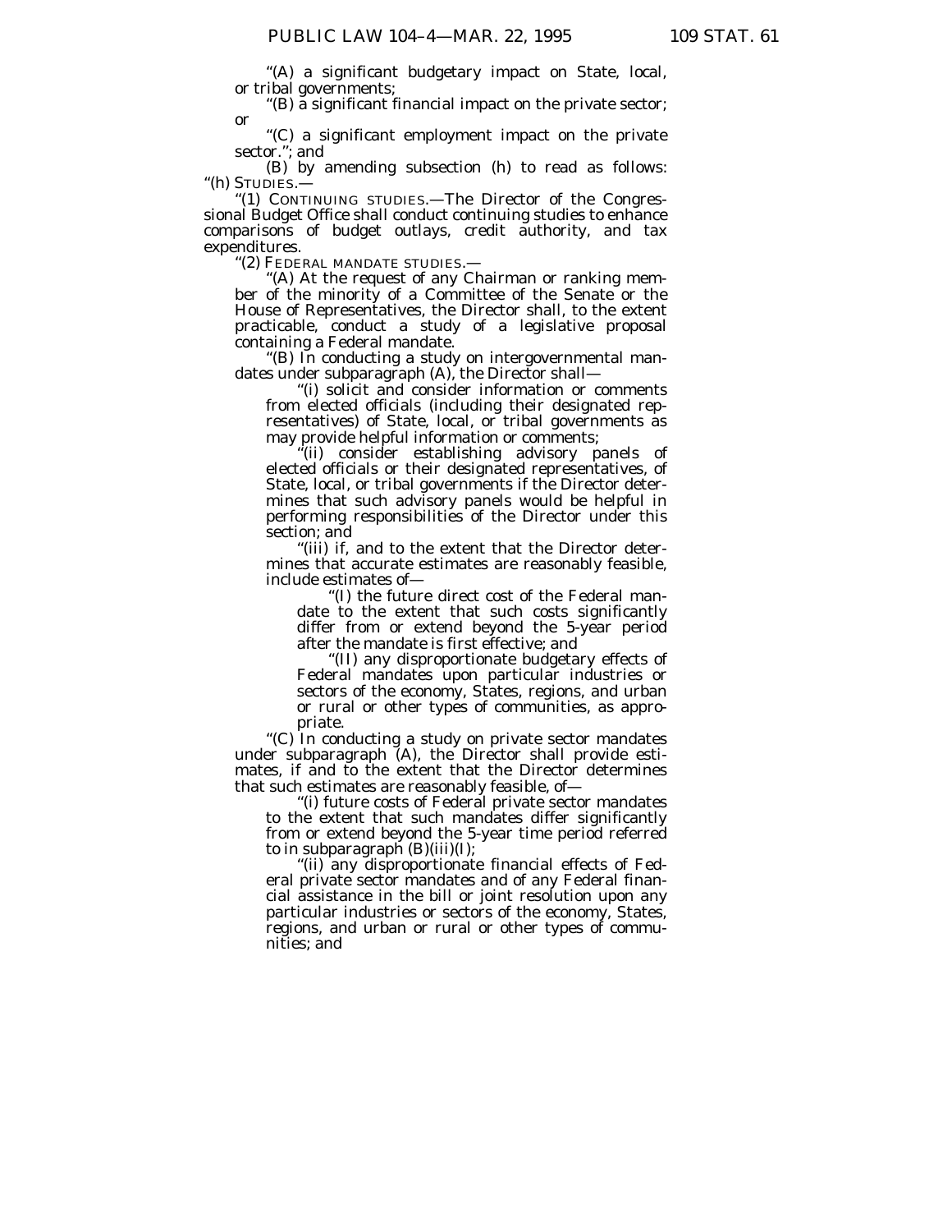"(A) a significant budgetary impact on State, local, or tribal governments;

"(B) a significant financial impact on the private sector; or

"(C) a significant employment impact on the private sector."; and

(B) by amending subsection (h) to read as follows:

"(h) STUDIES.—

"(1) CONTINUING STUDIES.—The Director of the Congressional Budget Office shall conduct continuing studies to enhance comparisons of budget outlays, credit authority, and tax expenditures.

"(2) FEDERAL MANDATE STUDIES.—

"(A) At the request of any Chairman or ranking member of the minority of a Committee of the Senate or the House of Representatives, the Director shall, to the extent practicable, conduct a study of a legislative proposal containing a Federal mandate.

"(B) In conducting a study on intergovernmental mandates under subparagraph (A), the Director shall—

"(i) solicit and consider information or comments from elected officials (including their designated representatives) of State, local, or tribal governments as may provide helpful information or comments;

"(ii) consider establishing advisory panels of elected officials or their designated representatives, of State, local, or tribal governments if the Director determines that such advisory panels would be helpful in performing responsibilities of the Director under this section; and

"(iii) if, and to the extent that the Director determines that accurate estimates are reasonably feasible, include estimates of—

"(I) the future direct cost of the Federal mandate to the extent that such costs significantly differ from or extend beyond the 5-year period after the mandate is first effective; and

"(II) any disproportionate budgetary effects of Federal mandates upon particular industries or sectors of the economy, States, regions, and urban or rural or other types of communities, as appropriate.

"(C) In conducting a study on private sector mandates under subparagraph (A), the Director shall provide estimates, if and to the extent that the Director determines that such estimates are reasonably feasible, of—

"(i) future costs of Federal private sector mandates to the extent that such mandates differ significantly from or extend beyond the 5-year time period referred to in subparagraph (B)(iii)(I);

"(ii) any disproportionate financial effects of Federal private sector mandates and of any Federal financial assistance in the bill or joint resolution upon any particular industries or sectors of the economy, States, regions, and urban or rural or other types of communities; and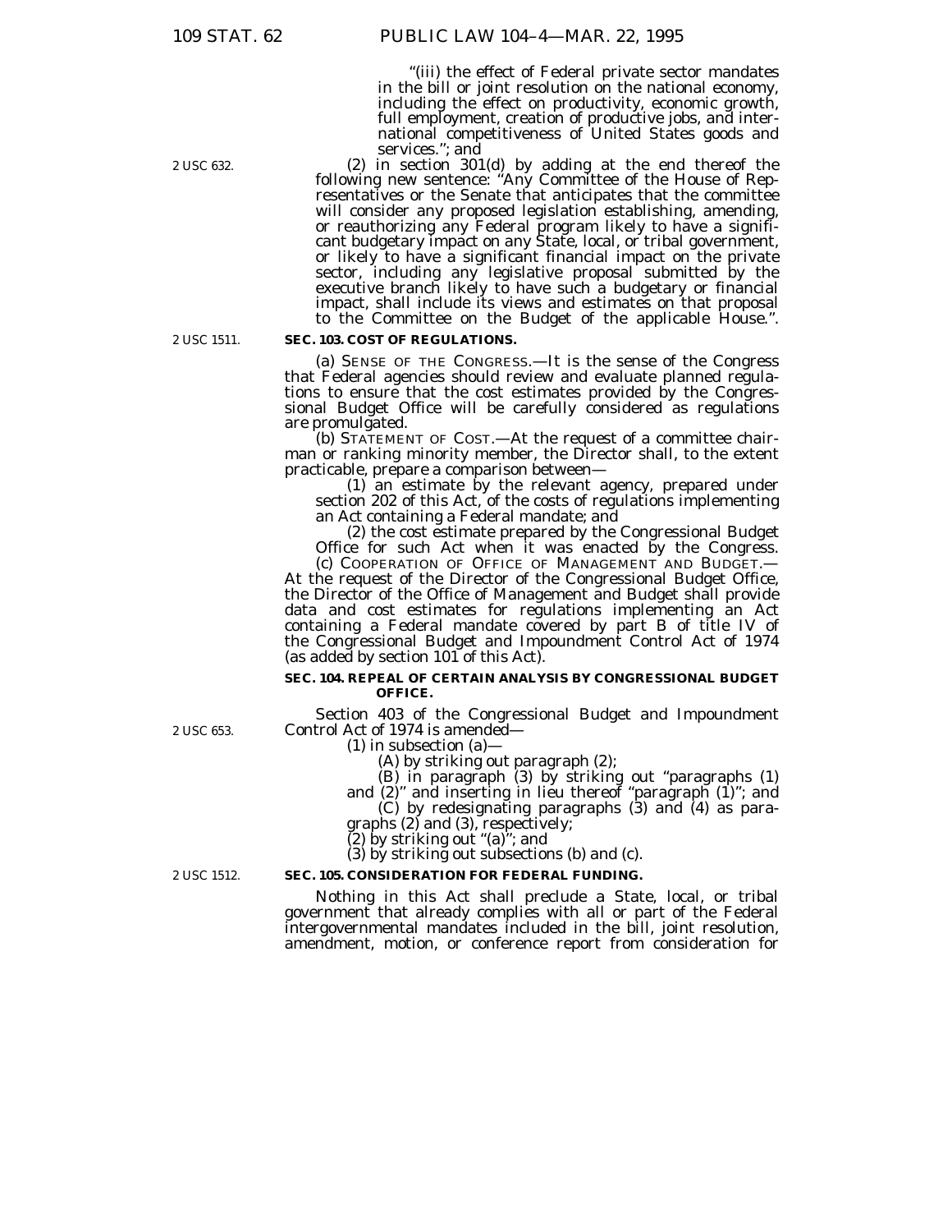"(iii) the effect of Federal private sector mandates in the bill or joint resolution on the national economy, including the effect on productivity, economic growth, full employment, creation of productive jobs, and international competitiveness of United States goods and services."; and

2 USC 632.

(2) in section 301(d) by adding at the end thereof the following new sentence: "Any Committee of the House of Representatives or the Senate that anticipates that the committee will consider any proposed legislation establishing, amending, or reauthorizing any Federal program likely to have a significant budgetary impact on any State, local, or tribal government, or likely to have a significant financial impact on the private sector, including any legislative proposal submitted by the executive branch likely to have such a budgetary or financial impact, shall include its views and estimates on that proposal to the Committee on the Budget of the applicable House.".

2 USC 1511.

**SEC. 103. COST OF REGULATIONS.**

(a) SENSE OF THE CONGRESS.—It is the sense of the Congress that Federal agencies should review and evaluate planned regulations to ensure that the cost estimates provided by the Congressional Budget Office will be carefully considered as regulations are promulgated.

(b) STATEMENT OF COST.—At the request of a committee chairman or ranking minority member, the Director shall, to the extent practicable, prepare a comparison between—

(1) an estimate by the relevant agency, prepared under section 202 of this Act, of the costs of regulations implementing an Act containing a Federal mandate; and

(2) the cost estimate prepared by the Congressional Budget Office for such Act when it was enacted by the Congress.

(c) COOPERATION OF OFFICE OF MANAGEMENT AND BUDGET.—At the request of the Director of the Congressional Budget Office, the Director of the Office of Management and Budget shall provide data and cost estimates for regulations implementing an Act containing a Federal mandate covered by part B of title IV of the Congressional Budget and Impoundment Control Act of 1974 (as added by section 101 of this Act).

**SEC. 104. REPEAL OF CERTAIN ANALYSIS BY CONGRESSIONAL BUDGET OFFICE.**

2 USC 653.

Section 403 of the Congressional Budget and Impoundment Control Act of 1974 is amended—

(1) in subsection (a)—

(A) by striking out paragraph (2);

(B) in paragraph (3) by striking out "paragraphs (1) and (2)" and inserting in lieu thereof "paragraph (1)"; and

(C) by redesignating paragraphs (3) and (4) as paragraphs (2) and (3), respectively;

(2) by striking out "(a)"; and

(3) by striking out subsections (b) and (c).

2 USC 1512.

**SEC. 105. CONSIDERATION FOR FEDERAL FUNDING.**

Nothing in this Act shall preclude a State, local, or tribal government that already complies with all or part of the Federal intergovernmental mandates included in the bill, joint resolution, amendment, motion, or conference report from consideration for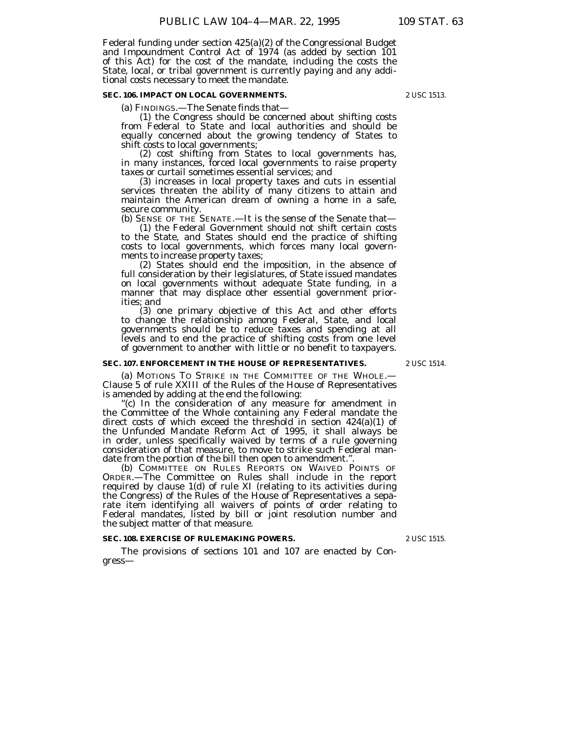Federal funding under section 425(a)(2) of the Congressional Budget and Impoundment Control Act of 1974 (as added by section 101 of this Act) for the cost of the mandate, including the costs the State, local, or tribal government is currently paying and any additional costs necessary to meet the mandate.

**SEC. 106. IMPACT ON LOCAL GOVERNMENTS.**

2 USC 1513.

(a) FINDINGS.—The Senate finds that—

(1) the Congress should be concerned about shifting costs from Federal to State and local authorities and should be equally concerned about the growing tendency of States to shift costs to local governments;

(2) cost shifting from States to local governments has, in many instances, forced local governments to raise property taxes or curtail sometimes essential services; and

(3) increases in local property taxes and cuts in essential services threaten the ability of many citizens to attain and maintain the American dream of owning a home in a safe, secure community.

(b) SENSE OF THE SENATE.—It is the sense of the Senate that—

(1) the Federal Government should not shift certain costs to the State, and States should end the practice of shifting costs to local governments, which forces many local governments to increase property taxes;

(2) States should end the imposition, in the absence of full consideration by their legislatures, of State issued mandates on local governments without adequate State funding, in a manner that may displace other essential government priorities; and

(3) one primary objective of this Act and other efforts to change the relationship among Federal, State, and local governments should be to reduce taxes and spending at all levels and to end the practice of shifting costs from one level of government to another with little or no benefit to taxpayers.

**SEC. 107. ENFORCEMENT IN THE HOUSE OF REPRESENTATIVES.**

2 USC 1514.

(a) MOTIONS TO STRIKE IN THE COMMITTEE OF THE WHOLE.—Clause 5 of rule XXIII of the Rules of the House of Representatives is amended by adding at the end the following:

"(c) In the consideration of any measure for amendment in the Committee of the Whole containing any Federal mandate the direct costs of which exceed the threshold in section 424(a)(1) of the Unfunded Mandate Reform Act of 1995, it shall always be in order, unless specifically waived by terms of a rule governing consideration of that measure, to move to strike such Federal mandate from the portion of the bill then open to amendment.".

(b) COMMITTEE ON RULES REPORTS ON WAIVED POINTS OF ORDER.—The Committee on Rules shall include in the report required by clause 1(d) of rule XI (relating to its activities during the Congress) of the Rules of the House of Representatives a separate item identifying all waivers of points of order relating to Federal mandates, listed by bill or joint resolution number and the subject matter of that measure.

**SEC. 108. EXERCISE OF RULEMAKING POWERS.**

2 USC 1515.

The provisions of sections 101 and 107 are enacted by Congress—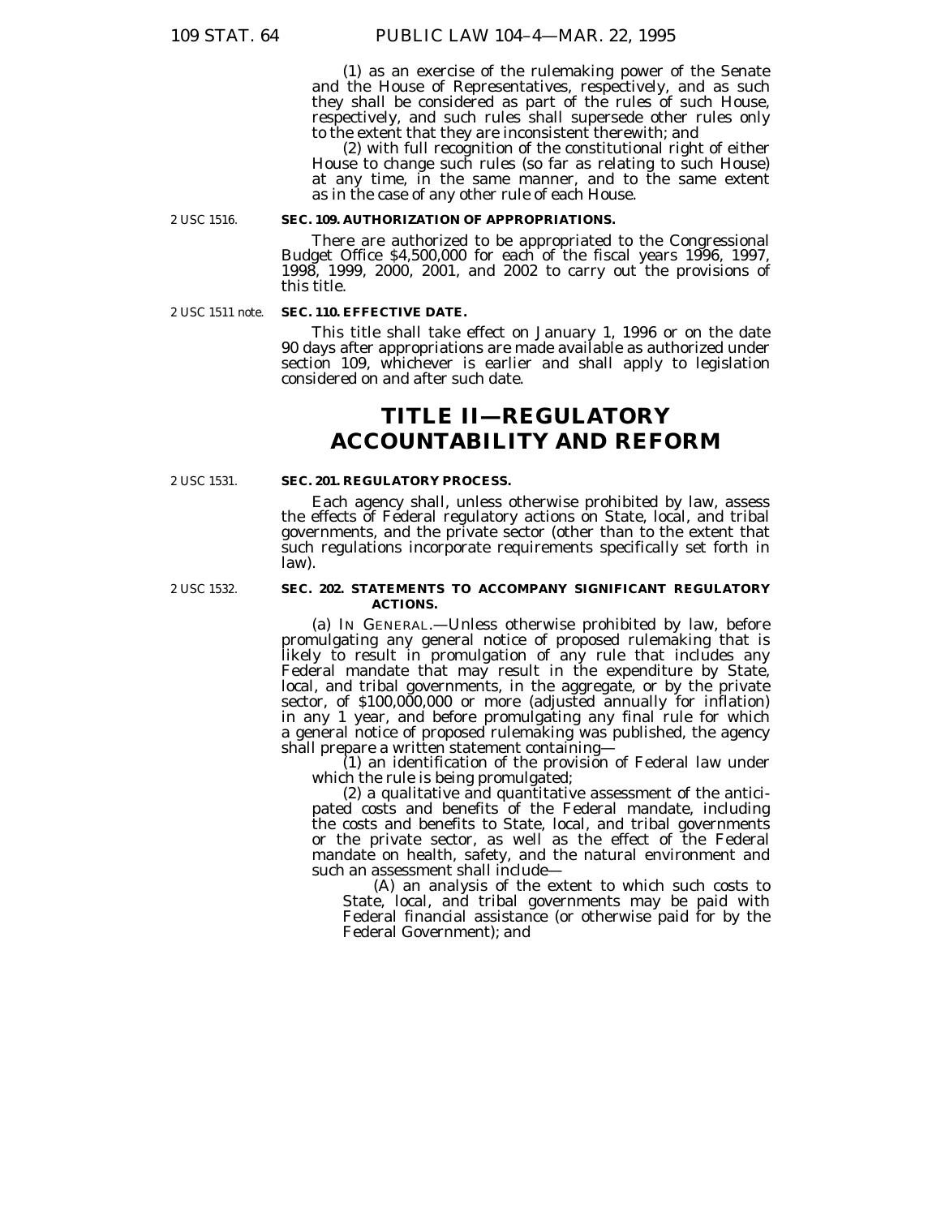(1) as an exercise of the rulemaking power of the Senate and the House of Representatives, respectively, and as such they shall be considered as part of the rules of such House, respectively, and such rules shall supersede other rules only to the extent that they are inconsistent therewith; and

(2) with full recognition of the constitutional right of either House to change such rules (so far as relating to such House) at any time, in the same manner, and to the same extent as in the case of any other rule of each House.

2 USC 1516.

**SEC. 109. AUTHORIZATION OF APPROPRIATIONS.**

There are authorized to be appropriated to the Congressional Budget Office $4,500,000 for each of the fiscal years 1996, 1997, 1998, 1999, 2000, 2001, and 2002 to carry out the provisions of this title.

2 USC 1511 note.

**SEC. 110. EFFECTIVE DATE.**

This title shall take effect on January 1, 1996 or on the date 90 days after appropriations are made available as authorized under section 109, whichever is earlier and shall apply to legislation considered on and after such date.

# TITLE II—REGULATORY ACCOUNTABILITY AND REFORM

2 USC 1531.

**SEC. 201. REGULATORY PROCESS.**

Each agency shall, unless otherwise prohibited by law, assess the effects of Federal regulatory actions on State, local, and tribal governments, and the private sector (other than to the extent that such regulations incorporate requirements specifically set forth in law).

2 USC 1532.

**SEC. 202. STATEMENTS TO ACCOMPANY SIGNIFICANT REGULATORY ACTIONS.**

(a) IN GENERAL.—Unless otherwise prohibited by law, before promulgating any general notice of proposed rulemaking that is likely to result in promulgation of any rule that includes any Federal mandate that may result in the expenditure by State, local, and tribal governments, in the aggregate, or by the private sector, of $100,000,000 or more (adjusted annually for inflation) in any 1 year, and before promulgating any final rule for which a general notice of proposed rulemaking was published, the agency shall prepare a written statement containing—

(1) an identification of the provision of Federal law under which the rule is being promulgated;

(2) a qualitative and quantitative assessment of the anticipated costs and benefits of the Federal mandate, including the costs and benefits to State, local, and tribal governments or the private sector, as well as the effect of the Federal mandate on health, safety, and the natural environment and such an assessment shall include—

(A) an analysis of the extent to which such costs to State, local, and tribal governments may be paid with Federal financial assistance (or otherwise paid for by the Federal Government); and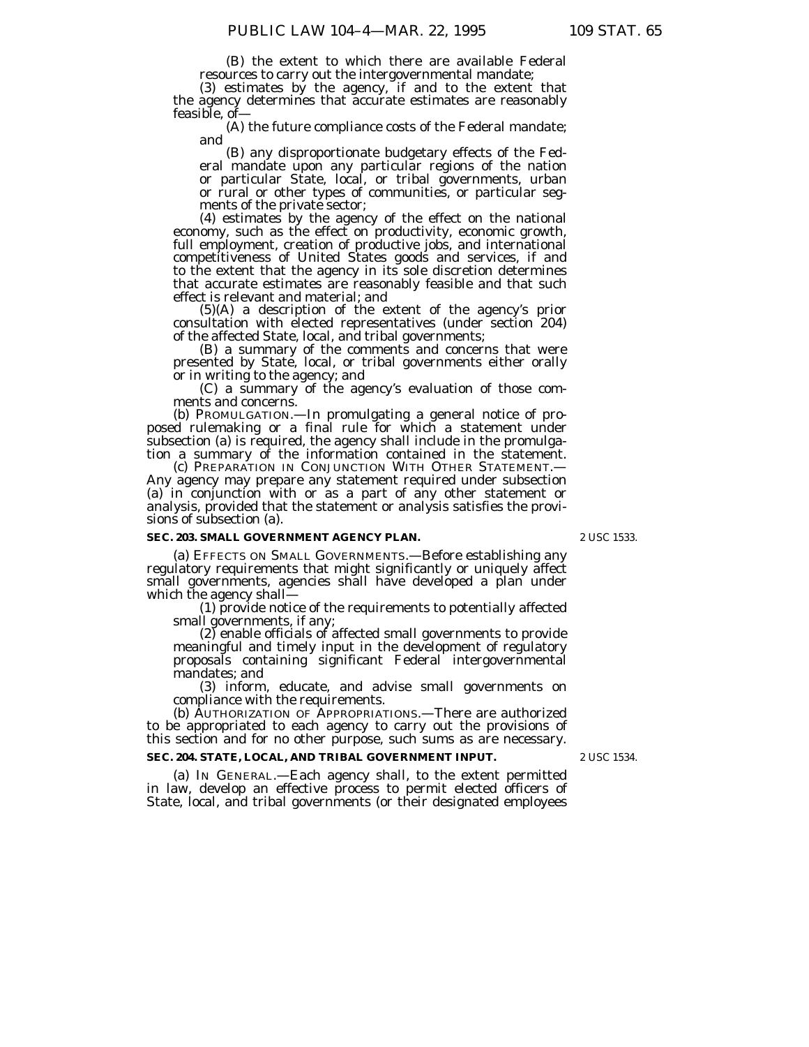(B) the extent to which there are available Federal resources to carry out the intergovernmental mandate;

(3) estimates by the agency, if and to the extent that the agency determines that accurate estimates are reasonably feasible, of—

(A) the future compliance costs of the Federal mandate; and

(B) any disproportionate budgetary effects of the Federal mandate upon any particular regions of the nation or particular State, local, or tribal governments, urban or rural or other types of communities, or particular segments of the private sector;

(4) estimates by the agency of the effect on the national economy, such as the effect on productivity, economic growth, full employment, creation of productive jobs, and international competitiveness of United States goods and services, if and to the extent that the agency in its sole discretion determines that accurate estimates are reasonably feasible and that such effect is relevant and material; and

(5)(A) a description of the extent of the agency's prior consultation with elected representatives (under section 204) of the affected State, local, and tribal governments;

(B) a summary of the comments and concerns that were presented by State, local, or tribal governments either orally or in writing to the agency; and

(C) a summary of the agency's evaluation of those comments and concerns.

(b) PROMULGATION.—In promulgating a general notice of proposed rulemaking or a final rule for which a statement under subsection (a) is required, the agency shall include in the promulgation a summary of the information contained in the statement.

(c) PREPARATION IN CONJUNCTION WITH OTHER STATEMENT.—Any agency may prepare any statement required under subsection (a) in conjunction with or as a part of any other statement or analysis, provided that the statement or analysis satisfies the provisions of subsection (a).

**SEC. 203. SMALL GOVERNMENT AGENCY PLAN.**

2 USC 1533.

(a) EFFECTS ON SMALL GOVERNMENTS.—Before establishing any regulatory requirements that might significantly or uniquely affect small governments, agencies shall have developed a plan under which the agency shall—

(1) provide notice of the requirements to potentially affected small governments, if any;

(2) enable officials of affected small governments to provide meaningful and timely input in the development of regulatory proposals containing significant Federal intergovernmental mandates; and

(3) inform, educate, and advise small governments on compliance with the requirements.

(b) AUTHORIZATION OF APPROPRIATIONS.—There are authorized to be appropriated to each agency to carry out the provisions of this section and for no other purpose, such sums as are necessary.

**SEC. 204. STATE, LOCAL, AND TRIBAL GOVERNMENT INPUT.**

2 USC 1534.

(a) IN GENERAL.—Each agency shall, to the extent permitted in law, develop an effective process to permit elected officers of State, local, and tribal governments (or their designated employees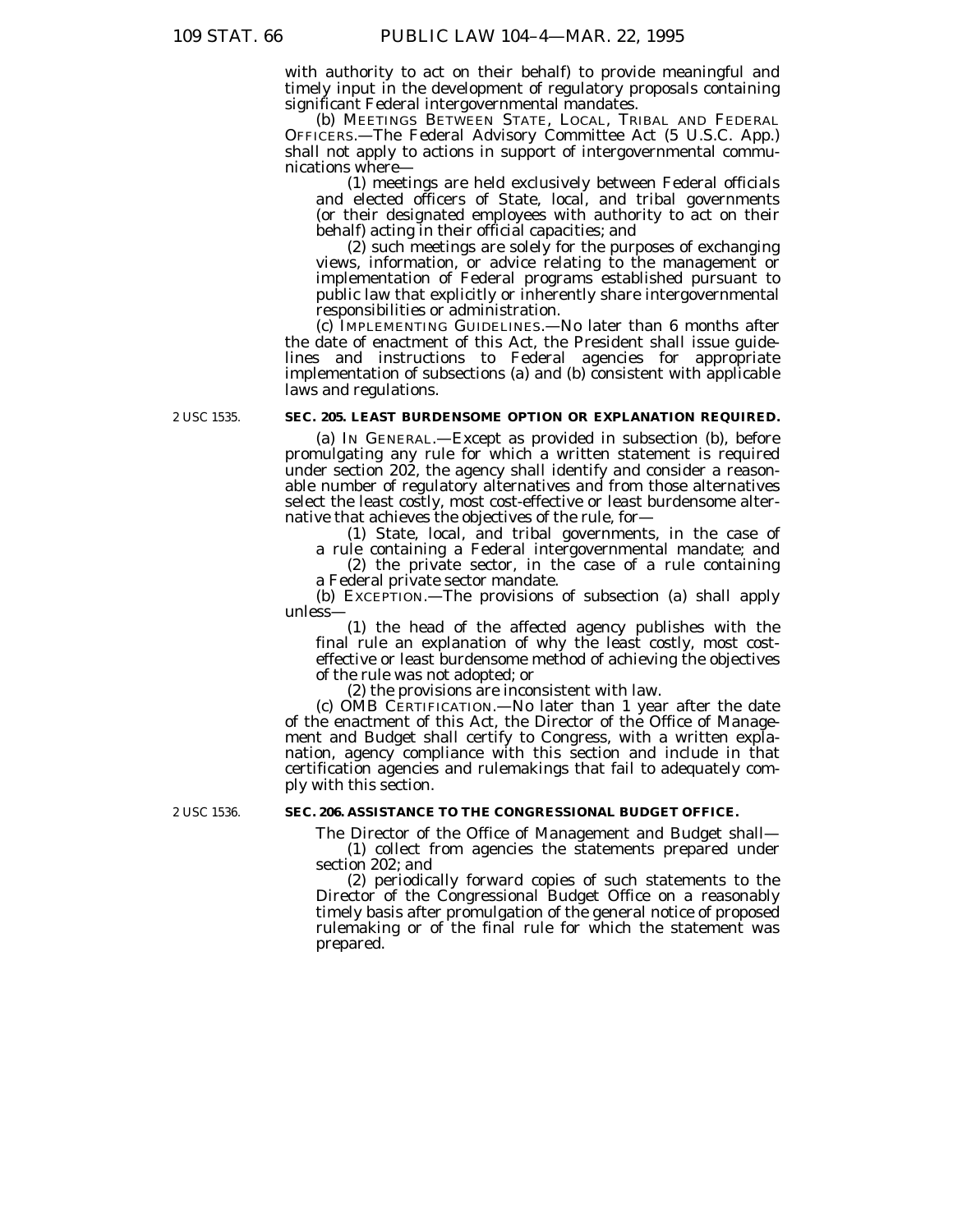with authority to act on their behalf) to provide meaningful and timely input in the development of regulatory proposals containing significant Federal intergovernmental mandates.

(b) MEETINGS BETWEEN STATE, LOCAL, TRIBAL AND FEDERAL OFFICERS.—The Federal Advisory Committee Act (5 U.S.C. App.) shall not apply to actions in support of intergovernmental communications where—

(1) meetings are held exclusively between Federal officials and elected officers of State, local, and tribal governments (or their designated employees with authority to act on their behalf) acting in their official capacities; and

(2) such meetings are solely for the purposes of exchanging views, information, or advice relating to the management or implementation of Federal programs established pursuant to public law that explicitly or inherently share intergovernmental responsibilities or administration.

(c) IMPLEMENTING GUIDELINES.—No later than 6 months after the date of enactment of this Act, the President shall issue guidelines and instructions to Federal agencies for appropriate implementation of subsections (a) and (b) consistent with applicable laws and regulations.

2 USC 1535.

**SEC. 205. LEAST BURDENSOME OPTION OR EXPLANATION REQUIRED.**

(a) IN GENERAL.—Except as provided in subsection (b), before promulgating any rule for which a written statement is required under section 202, the agency shall identify and consider a reasonable number of regulatory alternatives and from those alternatives select the least costly, most cost-effective or least burdensome alternative that achieves the objectives of the rule, for—

(1) State, local, and tribal governments, in the case of a rule containing a Federal intergovernmental mandate; and

(2) the private sector, in the case of a rule containing a Federal private sector mandate.

(b) EXCEPTION.—The provisions of subsection (a) shall apply unless—

(1) the head of the affected agency publishes with the final rule an explanation of why the least costly, most cost-effective or least burdensome method of achieving the objectives of the rule was not adopted; or

(2) the provisions are inconsistent with law.

(c) OMB CERTIFICATION.—No later than 1 year after the date of the enactment of this Act, the Director of the Office of Management and Budget shall certify to Congress, with a written explanation, agency compliance with this section and include in that certification agencies and rulemakings that fail to adequately comply with this section.

2 USC 1536.

**SEC. 206. ASSISTANCE TO THE CONGRESSIONAL BUDGET OFFICE.**

The Director of the Office of Management and Budget shall—

(1) collect from agencies the statements prepared under section 202; and

(2) periodically forward copies of such statements to the Director of the Congressional Budget Office on a reasonably timely basis after promulgation of the general notice of proposed rulemaking or of the final rule for which the statement was prepared.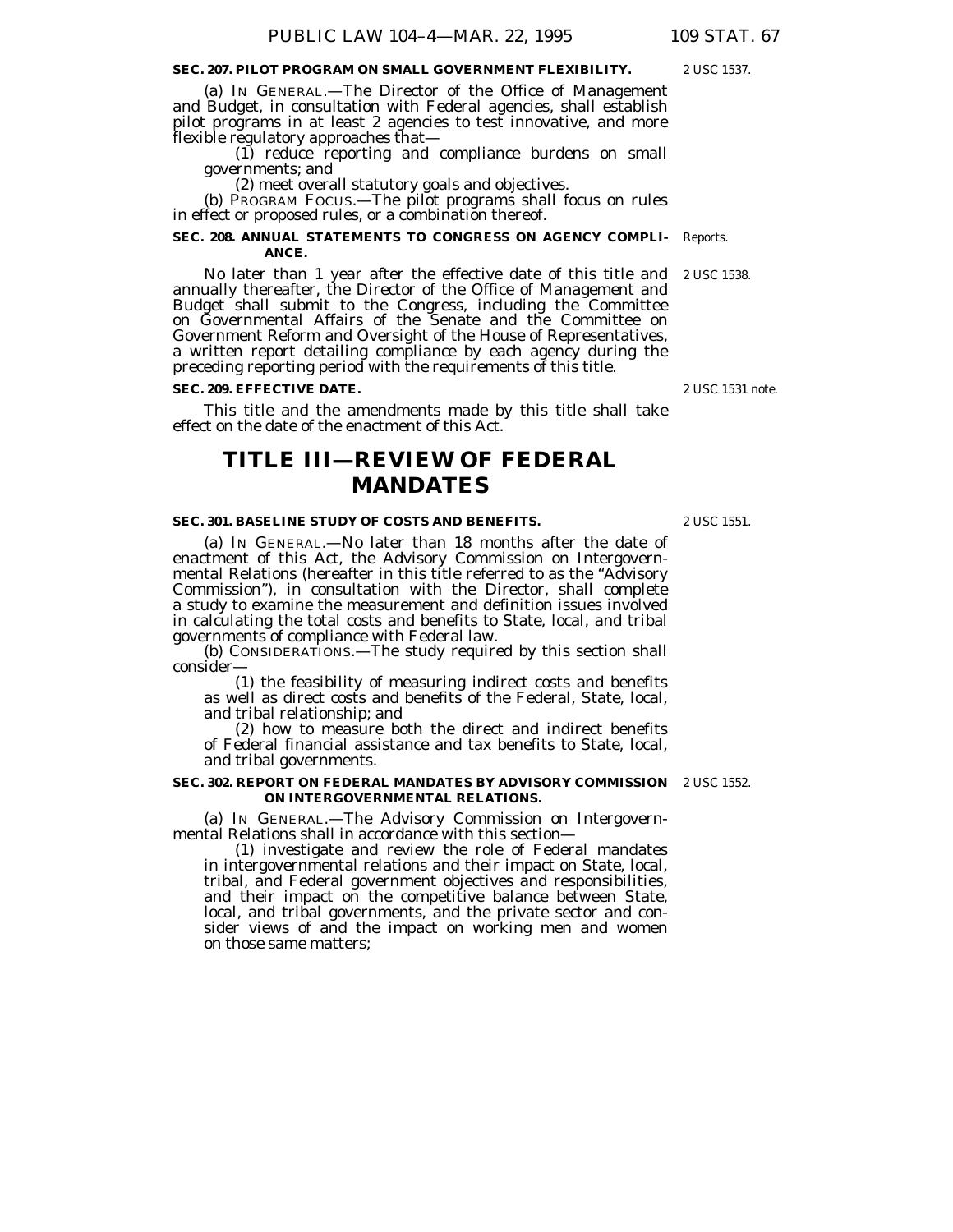**SEC. 207. PILOT PROGRAM ON SMALL GOVERNMENT FLEXIBILITY.**

2 USC 1537.

(a) IN GENERAL.—The Director of the Office of Management and Budget, in consultation with Federal agencies, shall establish pilot programs in at least 2 agencies to test innovative, and more flexible regulatory approaches that—

(1) reduce reporting and compliance burdens on small governments; and

(2) meet overall statutory goals and objectives.

(b) PROGRAM FOCUS.—The pilot programs shall focus on rules in effect or proposed rules, or a combination thereof.

**SEC. 208. ANNUAL STATEMENTS TO CONGRESS ON AGENCY COMPLIANCE.**

Reports.

2 USC 1538.

No later than 1 year after the effective date of this title and annually thereafter, the Director of the Office of Management and Budget shall submit to the Congress, including the Committee on Governmental Affairs of the Senate and the Committee on Government Reform and Oversight of the House of Representatives, a written report detailing compliance by each agency during the preceding reporting period with the requirements of this title.

**SEC. 209. EFFECTIVE DATE.**

2 USC 1531 note.

This title and the amendments made by this title shall take effect on the date of the enactment of this Act.

# TITLE III—REVIEW OF FEDERAL MANDATES

**SEC. 301. BASELINE STUDY OF COSTS AND BENEFITS.**

2 USC 1551.

(a) IN GENERAL.—No later than 18 months after the date of enactment of this Act, the Advisory Commission on Intergovernmental Relations (hereafter in this title referred to as the "Advisory Commission"), in consultation with the Director, shall complete a study to examine the measurement and definition issues involved in calculating the total costs and benefits to State, local, and tribal governments of compliance with Federal law.

(b) CONSIDERATIONS.—The study required by this section shall consider—

(1) the feasibility of measuring indirect costs and benefits as well as direct costs and benefits of the Federal, State, local, and tribal relationship; and

(2) how to measure both the direct and indirect benefits of Federal financial assistance and tax benefits to State, local, and tribal governments.

**SEC. 302. REPORT ON FEDERAL MANDATES BY ADVISORY COMMISSION ON INTERGOVERNMENTAL RELATIONS.**

2 USC 1552.

(a) IN GENERAL.—The Advisory Commission on Intergovernmental Relations shall in accordance with this section—

(1) investigate and review the role of Federal mandates in intergovernmental relations and their impact on State, local, tribal, and Federal government objectives and responsibilities, and their impact on the competitive balance between State, local, and tribal governments, and the private sector and consider views of and the impact on working men and women on those same matters;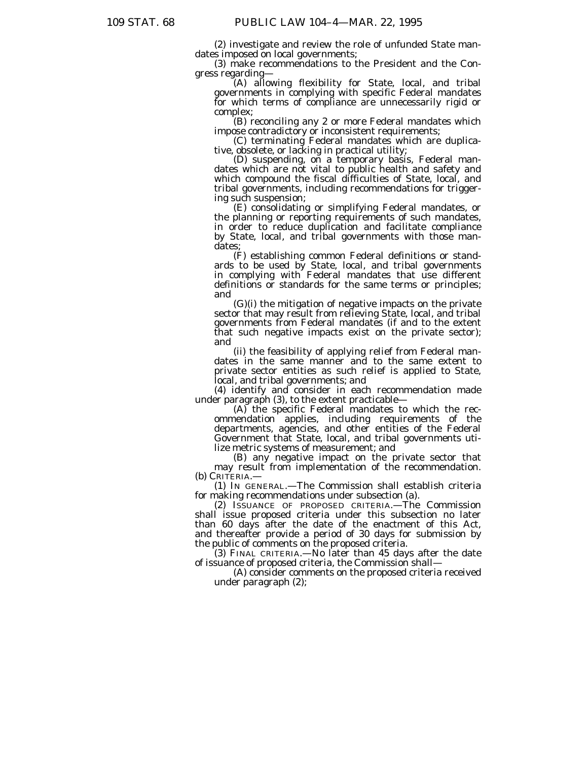(2) investigate and review the role of unfunded State mandates imposed on local governments;

(3) make recommendations to the President and the Congress regarding—

(A) allowing flexibility for State, local, and tribal governments in complying with specific Federal mandates for which terms of compliance are unnecessarily rigid or complex;

(B) reconciling any 2 or more Federal mandates which impose contradictory or inconsistent requirements;

(C) terminating Federal mandates which are duplicative, obsolete, or lacking in practical utility;

(D) suspending, on a temporary basis, Federal mandates which are not vital to public health and safety and which compound the fiscal difficulties of State, local, and tribal governments, including recommendations for triggering such suspension;

(E) consolidating or simplifying Federal mandates, or the planning or reporting requirements of such mandates, in order to reduce duplication and facilitate compliance by State, local, and tribal governments with those mandates;

(F) establishing common Federal definitions or standards to be used by State, local, and tribal governments in complying with Federal mandates that use different definitions or standards for the same terms or principles; and

(G)(i) the mitigation of negative impacts on the private sector that may result from relieving State, local, and tribal governments from Federal mandates (if and to the extent that such negative impacts exist on the private sector); and

(ii) the feasibility of applying relief from Federal mandates in the same manner and to the same extent to private sector entities as such relief is applied to State, local, and tribal governments; and

(4) identify and consider in each recommendation made under paragraph (3), to the extent practicable—

(A) the specific Federal mandates to which the recommendation applies, including requirements of the departments, agencies, and other entities of the Federal Government that State, local, and tribal governments utilize metric systems of measurement; and

(B) any negative impact on the private sector that may result from implementation of the recommendation.

(b) CRITERIA.—

(1) IN GENERAL.—The Commission shall establish criteria for making recommendations under subsection (a).

(2) ISSUANCE OF PROPOSED CRITERIA.—The Commission shall issue proposed criteria under this subsection no later than 60 days after the date of the enactment of this Act, and thereafter provide a period of 30 days for submission by the public of comments on the proposed criteria.

(3) FINAL CRITERIA.—No later than 45 days after the date of issuance of proposed criteria, the Commission shall—

(A) consider comments on the proposed criteria received under paragraph (2);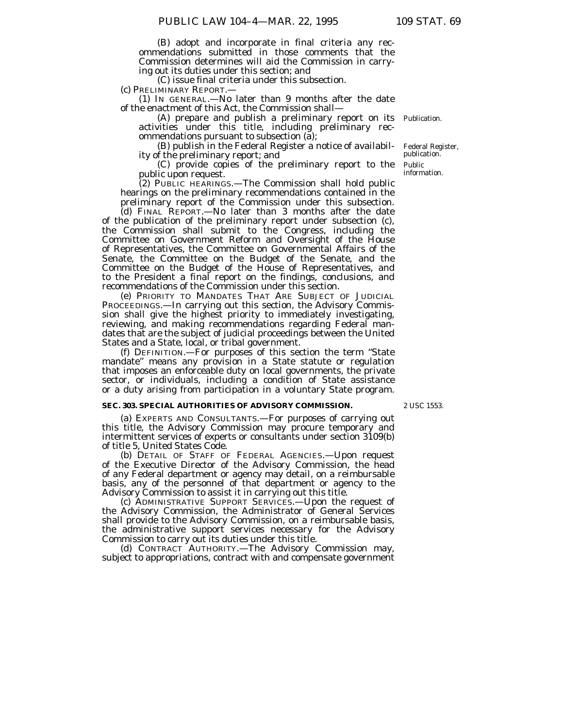(B) adopt and incorporate in final criteria any recommendations submitted in those comments that the Commission determines will aid the Commission in carrying out its duties under this section; and

(C) issue final criteria under this subsection.

(c) PRELIMINARY REPORT.—

(1) IN GENERAL.—No later than 9 months after the date of the enactment of this Act, the Commission shall—

(A) prepare and publish a preliminary report on its activities under this title, including preliminary recommendations pursuant to subsection (a);

Publication.

(B) publish in the Federal Register a notice of availability of the preliminary report; and

Federal Register, publication.

(C) provide copies of the preliminary report to the public upon request.

Public information.

(2) PUBLIC HEARINGS.—The Commission shall hold public hearings on the preliminary recommendations contained in the preliminary report of the Commission under this subsection.

(d) FINAL REPORT.—No later than 3 months after the date of the publication of the preliminary report under subsection (c), the Commission shall submit to the Congress, including the Committee on Government Reform and Oversight of the House of Representatives, the Committee on Governmental Affairs of the Senate, the Committee on the Budget of the Senate, and the Committee on the Budget of the House of Representatives, and to the President a final report on the findings, conclusions, and recommendations of the Commission under this section.

(e) PRIORITY TO MANDATES THAT ARE SUBJECT OF JUDICIAL PROCEEDINGS.—In carrying out this section, the Advisory Commission shall give the highest priority to immediately investigating, reviewing, and making recommendations regarding Federal mandates that are the subject of judicial proceedings between the United States and a State, local, or tribal government.

(f) DEFINITION.—For purposes of this section the term "State mandate" means any provision in a State statute or regulation that imposes an enforceable duty on local governments, the private sector, or individuals, including a condition of State assistance or a duty arising from participation in a voluntary State program.

**SEC. 303. SPECIAL AUTHORITIES OF ADVISORY COMMISSION.**

2 USC 1553.

(a) EXPERTS AND CONSULTANTS.—For purposes of carrying out this title, the Advisory Commission may procure temporary and intermittent services of experts or consultants under section 3109(b) of title 5, United States Code.

(b) DETAIL OF STAFF OF FEDERAL AGENCIES.—Upon request of the Executive Director of the Advisory Commission, the head of any Federal department or agency may detail, on a reimbursable basis, any of the personnel of that department or agency to the Advisory Commission to assist it in carrying out this title.

(c) ADMINISTRATIVE SUPPORT SERVICES.—Upon the request of the Advisory Commission, the Administrator of General Services shall provide to the Advisory Commission, on a reimbursable basis, the administrative support services necessary for the Advisory Commission to carry out its duties under this title.

(d) CONTRACT AUTHORITY.—The Advisory Commission may, subject to appropriations, contract with and compensate government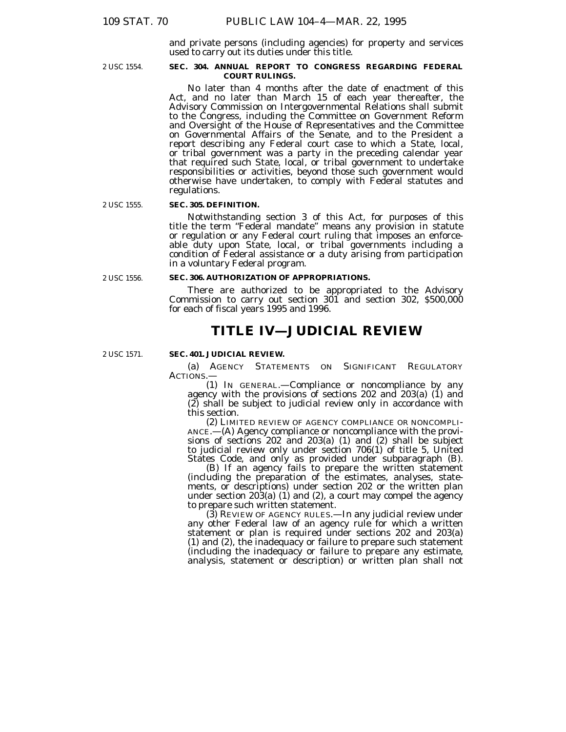and private persons (including agencies) for property and services used to carry out its duties under this title.

2 USC 1554.

**SEC. 304. ANNUAL REPORT TO CONGRESS REGARDING FEDERAL COURT RULINGS.**

No later than 4 months after the date of enactment of this Act, and no later than March 15 of each year thereafter, the Advisory Commission on Intergovernmental Relations shall submit to the Congress, including the Committee on Government Reform and Oversight of the House of Representatives and the Committee on Governmental Affairs of the Senate, and to the President a report describing any Federal court case to which a State, local, or tribal government was a party in the preceding calendar year that required such State, local, or tribal government to undertake responsibilities or activities, beyond those such government would otherwise have undertaken, to comply with Federal statutes and regulations.

2 USC 1555.

**SEC. 305. DEFINITION.**

Notwithstanding section 3 of this Act, for purposes of this title the term "Federal mandate" means any provision in statute or regulation or any Federal court ruling that imposes an enforceable duty upon State, local, or tribal governments including a condition of Federal assistance or a duty arising from participation in a voluntary Federal program.

2 USC 1556.

**SEC. 306. AUTHORIZATION OF APPROPRIATIONS.**

There are authorized to be appropriated to the Advisory Commission to carry out section 301 and section 302, $500,000 for each of fiscal years 1995 and 1996.

# TITLE IV—JUDICIAL REVIEW

2 USC 1571.

**SEC. 401. JUDICIAL REVIEW.**

(a) AGENCY STATEMENTS ON SIGNIFICANT REGULATORY ACTIONS.—

(1) IN GENERAL.—Compliance or noncompliance by any agency with the provisions of sections 202 and 203(a) (1) and (2) shall be subject to judicial review only in accordance with this section.

(2) LIMITED REVIEW OF AGENCY COMPLIANCE OR NONCOMPLIANCE.—(A) Agency compliance or noncompliance with the provisions of sections 202 and 203(a) (1) and (2) shall be subject to judicial review only under section 706(1) of title 5, United States Code, and only as provided under subparagraph (B).

(B) If an agency fails to prepare the written statement (including the preparation of the estimates, analyses, statements, or descriptions) under section 202 or the written plan under section 203(a) (1) and (2), a court may compel the agency to prepare such written statement.

(3) REVIEW OF AGENCY RULES.—In any judicial review under any other Federal law of an agency rule for which a written statement or plan is required under sections 202 and 203(a) (1) and (2), the inadequacy or failure to prepare such statement (including the inadequacy or failure to prepare any estimate, analysis, statement or description) or written plan shall not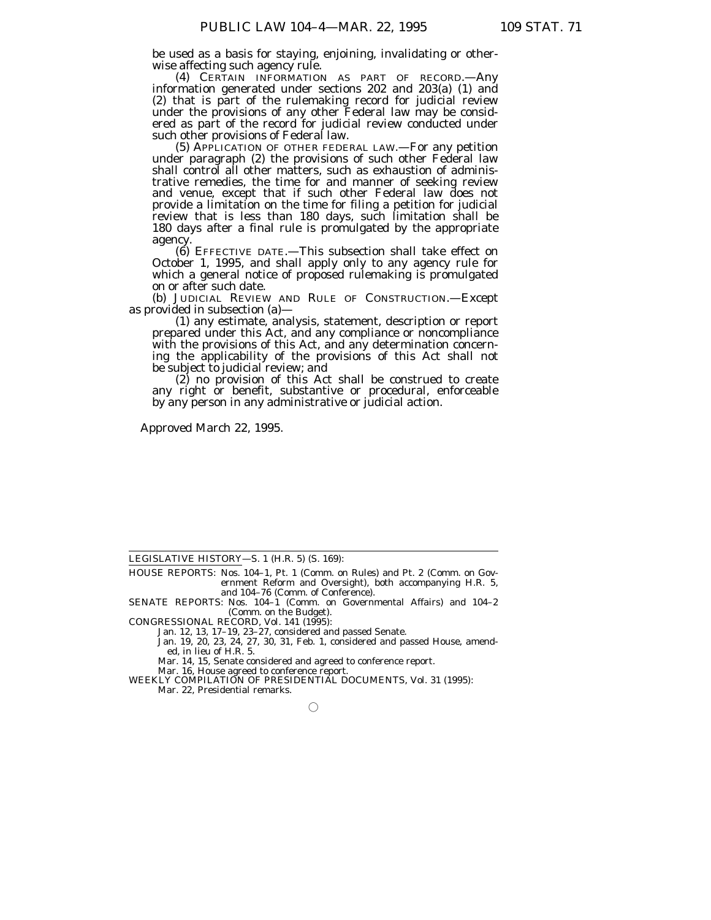be used as a basis for staying, enjoining, invalidating or otherwise affecting such agency rule.

(4) CERTAIN INFORMATION AS PART OF RECORD.—Any information generated under sections 202 and 203(a) (1) and (2) that is part of the rulemaking record for judicial review under the provisions of any other Federal law may be considered as part of the record for judicial review conducted under such other provisions of Federal law.

(5) APPLICATION OF OTHER FEDERAL LAW.—For any petition under paragraph (2) the provisions of such other Federal law shall control all other matters, such as exhaustion of administrative remedies, the time for and manner of seeking review and venue, except that if such other Federal law does not provide a limitation on the time for filing a petition for judicial review that is less than 180 days, such limitation shall be 180 days after a final rule is promulgated by the appropriate agency.

(6) EFFECTIVE DATE.—This subsection shall take effect on October 1, 1995, and shall apply only to any agency rule for which a general notice of proposed rulemaking is promulgated on or after such date.

(b) JUDICIAL REVIEW AND RULE OF CONSTRUCTION.—Except as provided in subsection (a)—

(1) any estimate, analysis, statement, description or report prepared under this Act, and any compliance or noncompliance with the provisions of this Act, and any determination concerning the applicability of the provisions of this Act shall not be subject to judicial review; and

(2) no provision of this Act shall be construed to create any right or benefit, substantive or procedural, enforceable by any person in any administrative or judicial action.

Approved March 22, 1995.

---

LEGISLATIVE HISTORY—S. 1 (H.R. 5) (S. 169):

HOUSE REPORTS: Nos. 104–1, Pt. 1 (Comm. on Rules) and Pt. 2 (Comm. on Government Reform and Oversight), both accompanying H.R. 5, and 104–76 (Comm. of Conference).

SENATE REPORTS: Nos. 104–1 (Comm. on Governmental Affairs) and 104–2 (Comm. on the Budget).

CONGRESSIONAL RECORD, Vol. 141 (1995):

Jan. 12, 13, 17–19, 23–27, considered and passed Senate.

Jan. 19, 20, 23, 24, 27, 30, 31, Feb. 1, considered and passed House, amended, in lieu of H.R. 5.

Mar. 14, 15, Senate considered and agreed to conference report.

Mar. 16, House agreed to conference report.

WEEKLY COMPILATION OF PRESIDENTIAL DOCUMENTS, Vol. 31 (1995):

Mar. 22, Presidential remarks.